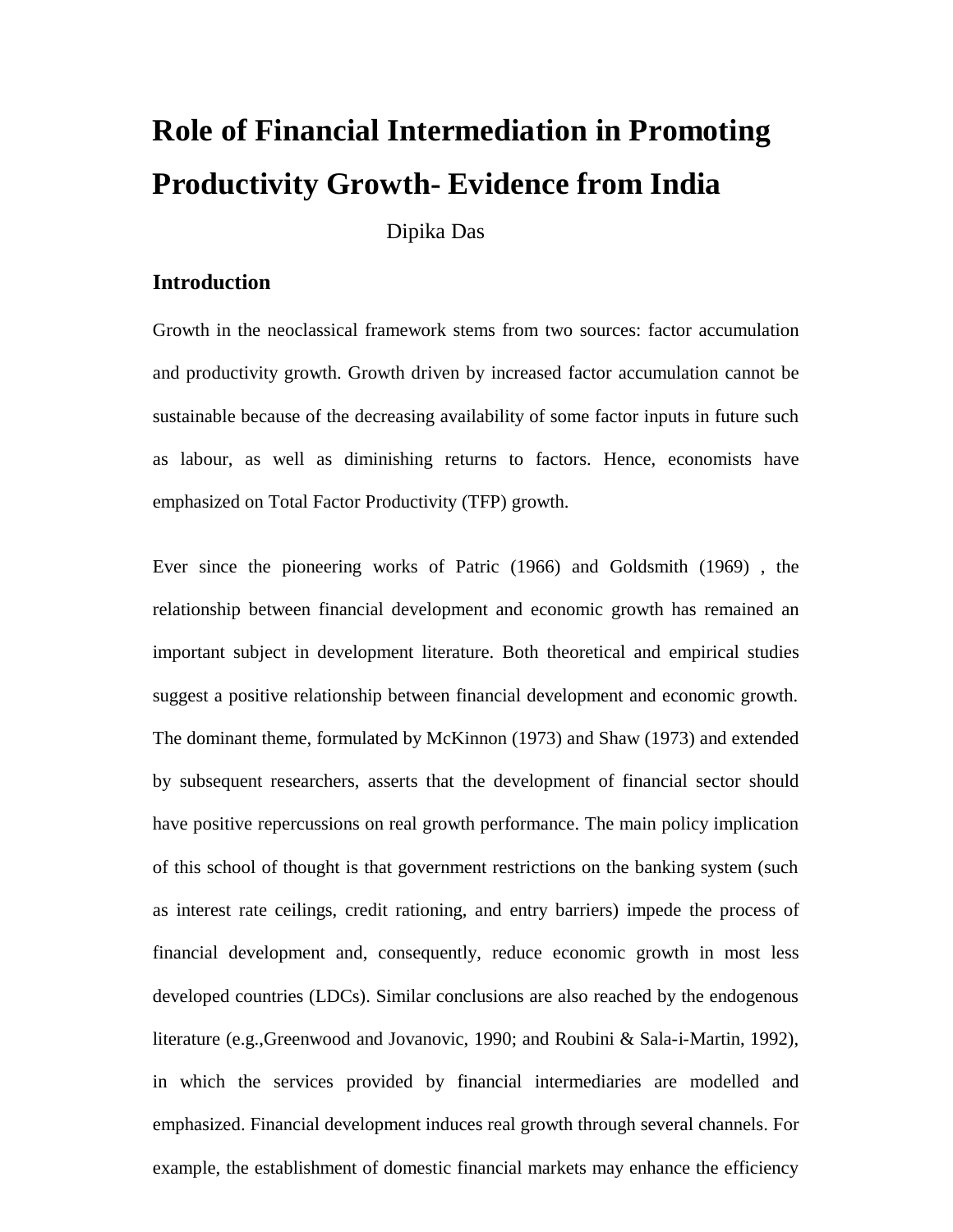# Role of Financial Intermediation in Promoting Productivity Growth- Evidence from India

Dipika Das

## Introduction

Growth in the neoclassical framework stems from two sources: factor accumulation and productivity growth. Growth driven by increased factor accumulation cannot be sustainable because of the decreasing availability of some factor inputs in future such as labour, as well as diminishing returns to factors. Hence, economists have emphasized on Total Factor Productivity (TFP) growth.

Ever since the pioneering works of Patric (1966) and Goldsmith (1969) , the relationship between financial development and economic growth has remained an important subject in development literature. Both theoretical and empirical studies suggest a positive relationship between financial development and economic growth. The dominant theme, formulated by McKinnon (1973) and Shaw (1973) and extended by subsequent researchers, asserts that the development of financial sector should have positive repercussions on real growth performance. The main policy implication of this school of thought is that government restrictions on the banking system (such as interest rate ceilings, credit rationing, and entry barriers) impede the process of financial development and, consequently, reduce economic growth in most less developed countries (LDCs). Similar conclusions are also reached by the endogenous literature (e.g.,Greenwood and Jovanovic, 1990; and Roubini & Sala-i-Martin, 1992), in which the services provided by financial intermediaries are modelled and emphasized. Financial development induces real growth through several channels. For example, the establishment of domestic financial markets may enhance the efficiency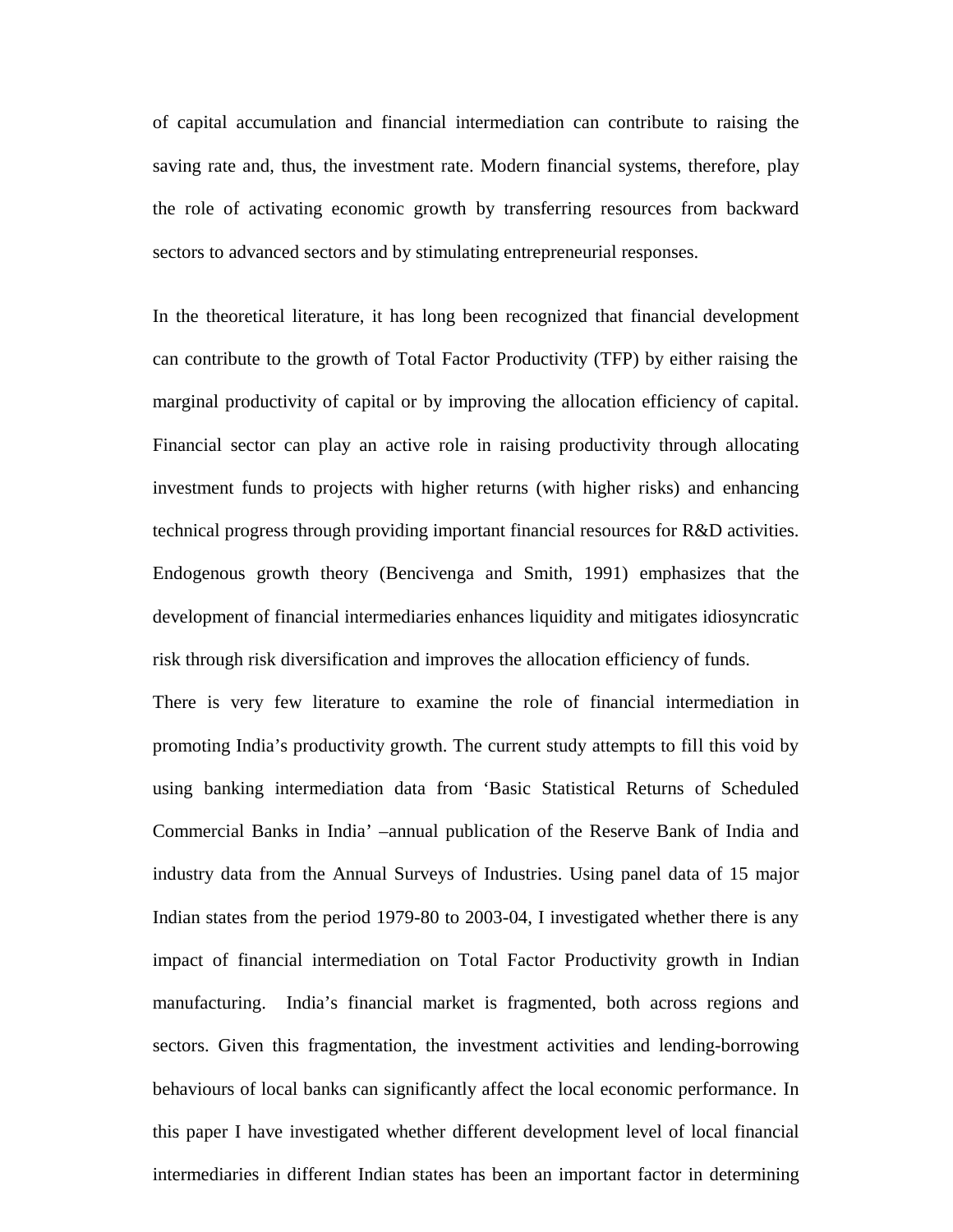of capital accumulation and financial intermediation can contribute to raising the saving rate and, thus, the investment rate. Modern financial systems, therefore, play the role of activating economic growth by transferring resources from backward sectors to advanced sectors and by stimulating entrepreneurial responses.

In the theoretical literature, it has long been recognized that financial development can contribute to the growth of Total Factor Productivity (TFP) by either raising the marginal productivity of capital or by improving the allocation efficiency of capital. Financial sector can play an active role in raising productivity through allocating investment funds to projects with higher returns (with higher risks) and enhancing technical progress through providing important financial resources for R&D activities. Endogenous growth theory (Bencivenga and Smith, 1991) emphasizes that the development of financial intermediaries enhances liquidity and mitigates idiosyncratic risk through risk diversification and improves the allocation efficiency of funds.

There is very few literature to examine the role of financial intermediation in promoting India's productivity growth. The current study attempts to fill this void by using banking intermediation data from 'Basic Statistical Returns of Scheduled Commercial Banks in India' –annual publication of the Reserve Bank of India and industry data from the Annual Surveys of Industries. Using panel data of 15 major Indian states from the period 1979-80 to 2003-04, I investigated whether there is any impact of financial intermediation on Total Factor Productivity growth in Indian manufacturing. India's financial market is fragmented, both across regions and sectors. Given this fragmentation, the investment activities and lending-borrowing behaviours of local banks can significantly affect the local economic performance. In this paper I have investigated whether different development level of local financial intermediaries in different Indian states has been an important factor in determining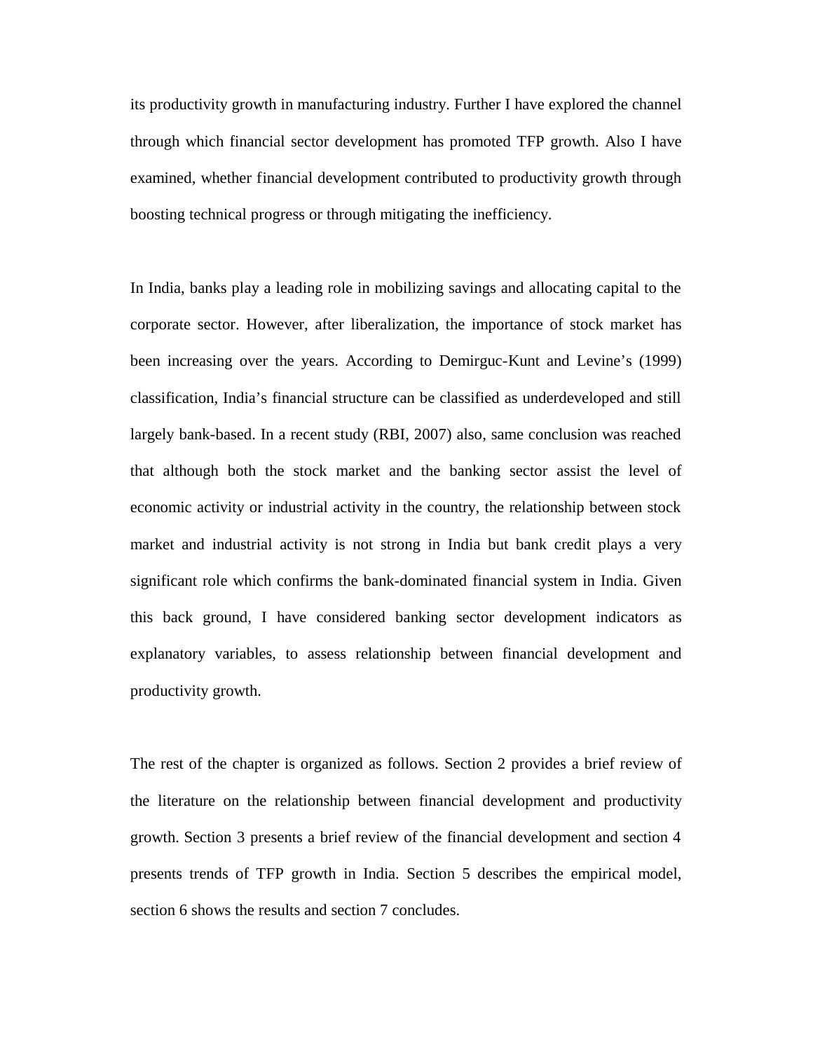its productivity growth in manufacturing industry. Further I have explored the channel through which financial sector development has promoted TFP growth. Also I have examined, whether financial development contributed to productivity growth through boosting technical progress or through mitigating the inefficiency.

In India, banks play a leading role in mobilizing savings and allocating capital to the corporate sector. However, after liberalization, the importance of stock market has been increasing over the years. According to Demirguc-Kunt and Levine's (1999) classification, India's financial structure can be classified as underdeveloped and still largely bank-based. In a recent study (RBI, 2007) also, same conclusion was reached that although both the stock market and the banking sector assist the level of economic activity or industrial activity in the country, the relationship between stock market and industrial activity is not strong in India but bank credit plays a very significant role which confirms the bank-dominated financial system in India. Given this back ground, I have considered banking sector development indicators as explanatory variables, to assess relationship between financial development and productivity growth.

The rest of the chapter is organized as follows. Section 2 provides a brief review of the literature on the relationship between financial development and productivity growth. Section 3 presents a brief review of the financial development and section 4 presents trends of TFP growth in India. Section 5 describes the empirical model, section 6 shows the results and section 7 concludes.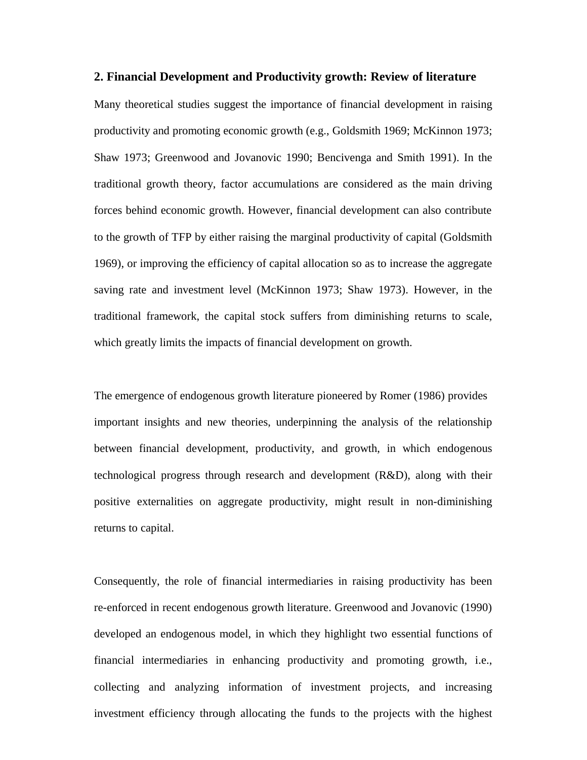## 2. Financial Development and Productivity growth: Review of literature

Many theoretical studies suggest the importance of financial development in raising productivity and promoting economic growth (e.g., Goldsmith 1969; McKinnon 1973; Shaw 1973; Greenwood and Jovanovic 1990; Bencivenga and Smith 1991). In the traditional growth theory, factor accumulations are considered as the main driving forces behind economic growth. However, financial development can also contribute to the growth of TFP by either raising the marginal productivity of capital (Goldsmith 1969), or improving the efficiency of capital allocation so as to increase the aggregate saving rate and investment level (McKinnon 1973; Shaw 1973). However, in the traditional framework, the capital stock suffers from diminishing returns to scale, which greatly limits the impacts of financial development on growth.

The emergence of endogenous growth literature pioneered by Romer (1986) provides important insights and new theories, underpinning the analysis of the relationship between financial development, productivity, and growth, in which endogenous technological progress through research and development (R&D), along with their positive externalities on aggregate productivity, might result in non-diminishing returns to capital.

Consequently, the role of financial intermediaries in raising productivity has been re-enforced in recent endogenous growth literature. Greenwood and Jovanovic (1990) developed an endogenous model, in which they highlight two essential functions of financial intermediaries in enhancing productivity and promoting growth, i.e., collecting and analyzing information of investment projects, and increasing investment efficiency through allocating the funds to the projects with the highest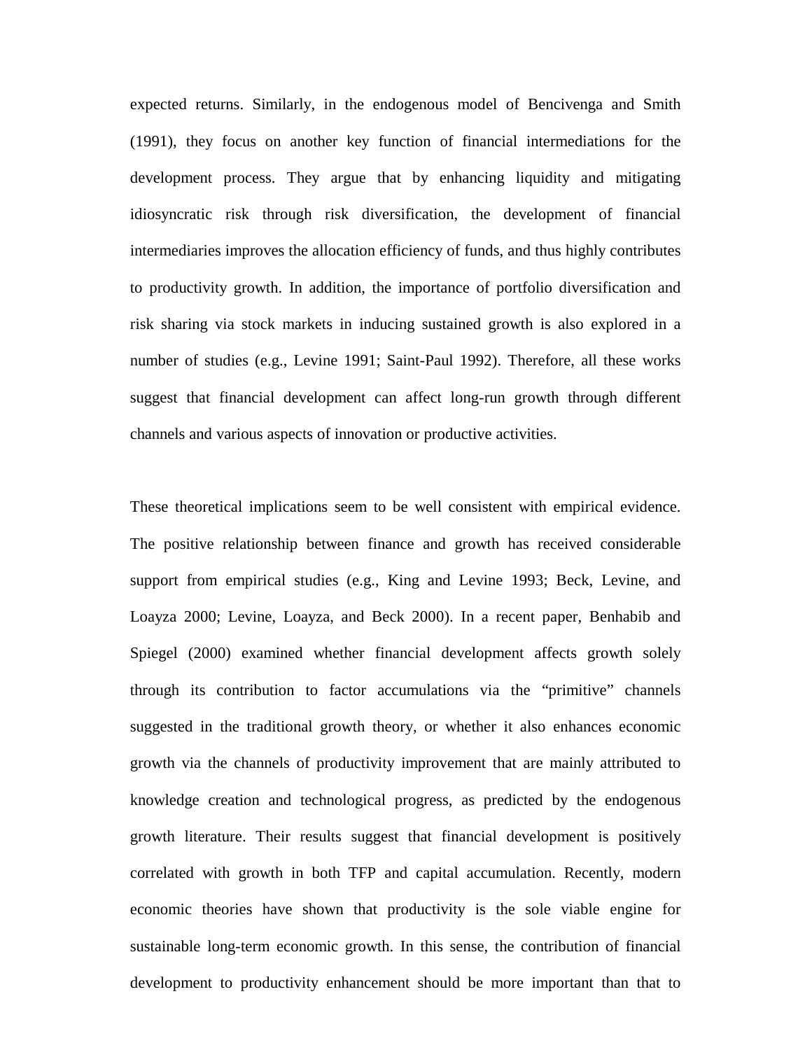expected returns. Similarly, in the endogenous model of Bencivenga and Smith (1991), they focus on another key function of financial intermediations for the development process. They argue that by enhancing liquidity and mitigating idiosyncratic risk through risk diversification, the development of financial intermediaries improves the allocation efficiency of funds, and thus highly contributes to productivity growth. In addition, the importance of portfolio diversification and risk sharing via stock markets in inducing sustained growth is also explored in a number of studies (e.g., Levine 1991; Saint-Paul 1992). Therefore, all these works suggest that financial development can affect long-run growth through different channels and various aspects of innovation or productive activities.

These theoretical implications seem to be well consistent with empirical evidence. The positive relationship between finance and growth has received considerable support from empirical studies (e.g., King and Levine 1993; Beck, Levine, and Loayza 2000; Levine, Loayza, and Beck 2000). In a recent paper, Benhabib and Spiegel (2000) examined whether financial development affects growth solely through its contribution to factor accumulations via the "primitive" channels suggested in the traditional growth theory, or whether it also enhances economic growth via the channels of productivity improvement that are mainly attributed to knowledge creation and technological progress, as predicted by the endogenous growth literature. Their results suggest that financial development is positively correlated with growth in both TFP and capital accumulation. Recently, modern economic theories have shown that productivity is the sole viable engine for sustainable long-term economic growth. In this sense, the contribution of financial development to productivity enhancement should be more important than that to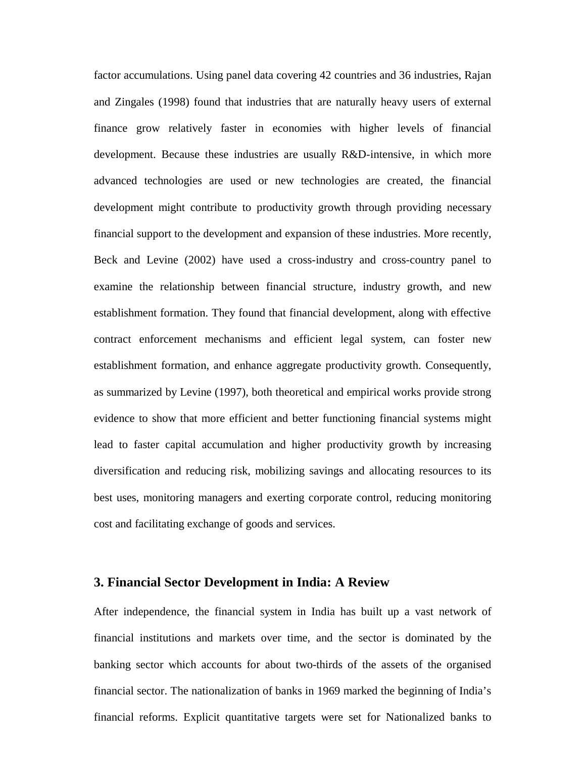factor accumulations. Using panel data covering 42 countries and 36 industries, Rajan and Zingales (1998) found that industries that are naturally heavy users of external finance grow relatively faster in economies with higher levels of financial development. Because these industries are usually R&D-intensive, in which more advanced technologies are used or new technologies are created, the financial development might contribute to productivity growth through providing necessary financial support to the development and expansion of these industries. More recently, Beck and Levine (2002) have used a cross-industry and cross-country panel to examine the relationship between financial structure, industry growth, and new establishment formation. They found that financial development, along with effective contract enforcement mechanisms and efficient legal system, can foster new establishment formation, and enhance aggregate productivity growth. Consequently, as summarized by Levine (1997), both theoretical and empirical works provide strong evidence to show that more efficient and better functioning financial systems might lead to faster capital accumulation and higher productivity growth by increasing diversification and reducing risk, mobilizing savings and allocating resources to its best uses, monitoring managers and exerting corporate control, reducing monitoring cost and facilitating exchange of goods and services.

## 3. Financial Sector Development in India: A Review

After independence, the financial system in India has built up a vast network of financial institutions and markets over time, and the sector is dominated by the banking sector which accounts for about two-thirds of the assets of the organised financial sector. The nationalization of banks in 1969 marked the beginning of India's financial reforms. Explicit quantitative targets were set for Nationalized banks to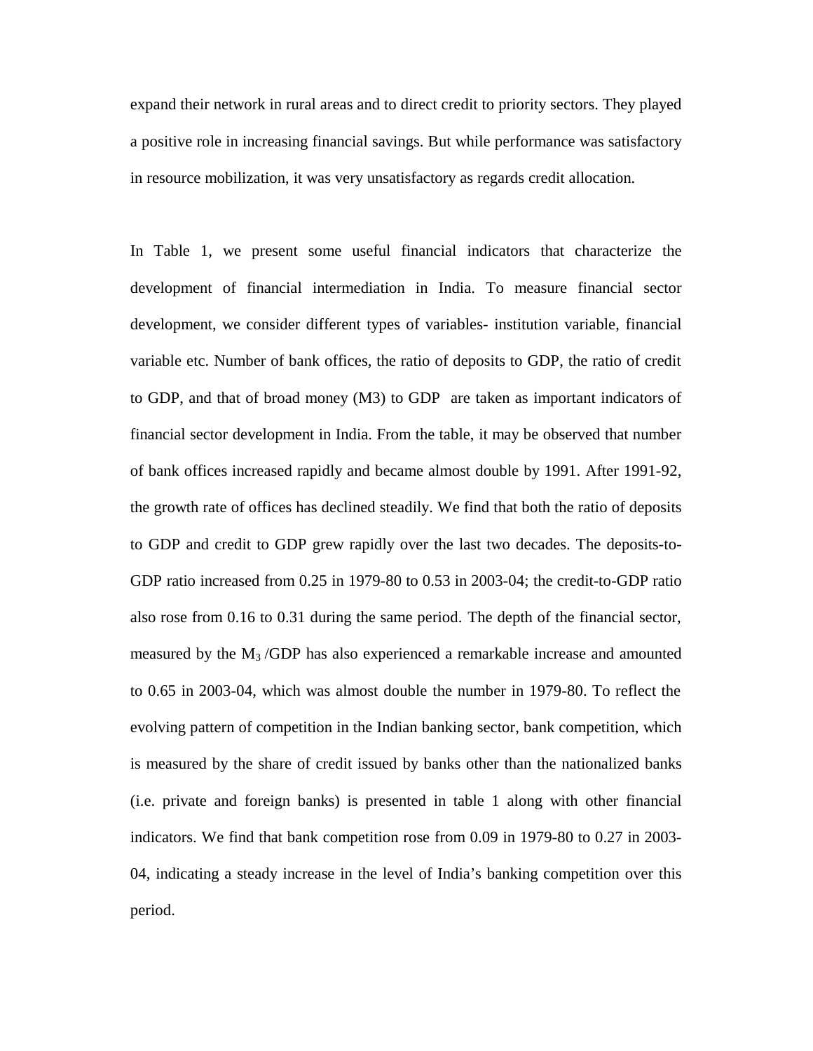expand their network in rural areas and to direct credit to priority sectors. They played a positive role in increasing financial savings. But while performance was satisfactory in resource mobilization, it was very unsatisfactory as regards credit allocation.

In Table 1, we present some useful financial indicators that characterize the development of financial intermediation in India. To measure financial sector development, we consider different types of variables- institution variable, financial variable etc. Number of bank offices, the ratio of deposits to GDP, the ratio of credit to GDP, and that of broad money (M3) to GDP are taken as important indicators of financial sector development in India. From the table, it may be observed that number of bank offices increased rapidly and became almost double by 1991. After 1991-92, the growth rate of offices has declined steadily. We find that both the ratio of deposits to GDP and credit to GDP grew rapidly over the last two decades. The deposits-to-GDP ratio increased from 0.25 in 1979-80 to 0.53 in 2003-04; the credit-to-GDP ratio also rose from 0.16 to 0.31 during the same period. The depth of the financial sector, measured by the $M_3$ /GDP has also experienced a remarkable increase and amounted to 0.65 in 2003-04, which was almost double the number in 1979-80. To reflect the evolving pattern of competition in the Indian banking sector, bank competition, which is measured by the share of credit issued by banks other than the nationalized banks (i.e. private and foreign banks) is presented in table 1 along with other financial indicators. We find that bank competition rose from 0.09 in 1979-80 to 0.27 in 2003-04, indicating a steady increase in the level of India's banking competition over this period.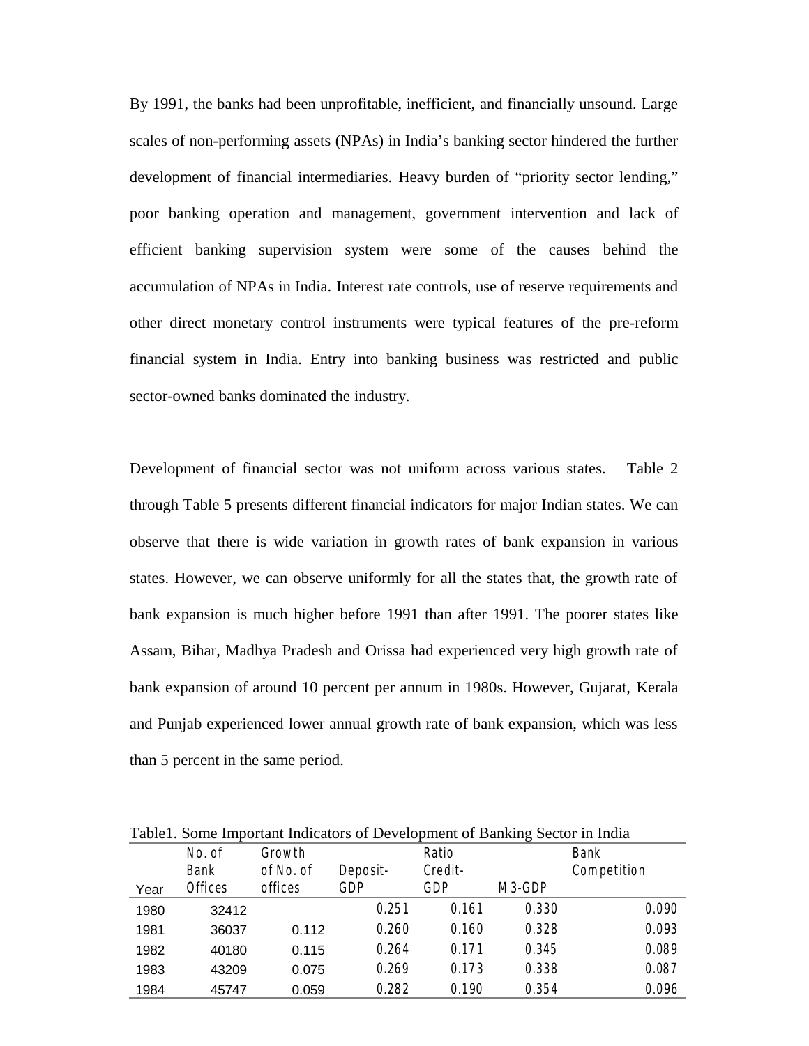By 1991, the banks had been unprofitable, inefficient, and financially unsound. Large scales of non-performing assets (NPAs) in India's banking sector hindered the further development of financial intermediaries. Heavy burden of "priority sector lending," poor banking operation and management, government intervention and lack of efficient banking supervision system were some of the causes behind the accumulation of NPAs in India. Interest rate controls, use of reserve requirements and other direct monetary control instruments were typical features of the pre-reform financial system in India. Entry into banking business was restricted and public sector-owned banks dominated the industry.

Development of financial sector was not uniform across various states. Table 2 through Table 5 presents different financial indicators for major Indian states. We can observe that there is wide variation in growth rates of bank expansion in various states. However, we can observe uniformly for all the states that, the growth rate of bank expansion is much higher before 1991 than after 1991. The poorer states like Assam, Bihar, Madhya Pradesh and Orissa had experienced very high growth rate of bank expansion of around 10 percent per annum in 1980s. However, Gujarat, Kerala and Punjab experienced lower annual growth rate of bank expansion, which was less than 5 percent in the same period.

Table1. Some Important Indicators of Development of Banking Sector in India

| Year | No. of Bank Offices | Growth of No. of offices | Deposit-GDP | Ratio Credit-GDP | M3-GDP | Bank Competition |
|---|---|---|---|---|---|---|
| 1980 | 32412 | | 0.251 | 0.161 | 0.330 | 0.090 |
| 1981 | 36037 | 0.112 | 0.260 | 0.160 | 0.328 | 0.093 |
| 1982 | 40180 | 0.115 | 0.264 | 0.171 | 0.345 | 0.089 |
| 1983 | 43209 | 0.075 | 0.269 | 0.173 | 0.338 | 0.087 |
| 1984 | 45747 | 0.059 | 0.282 | 0.190 | 0.354 | 0.096 |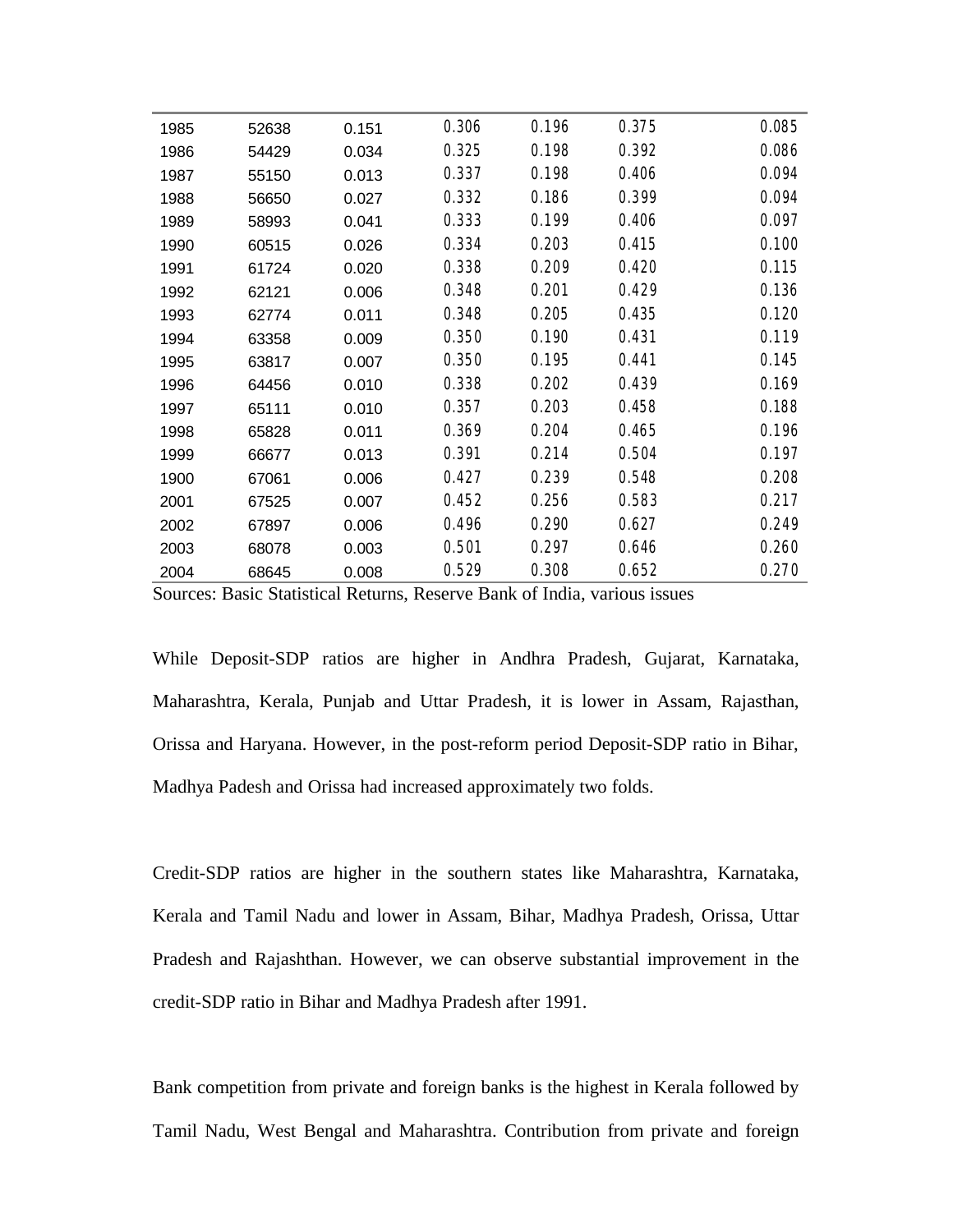| | | | | | | |
|---|---|---|---|---|---|---|
| 1985 | 52638 | 0.151 | 0.306 | 0.196 | 0.375 | 0.085 |
| 1986 | 54429 | 0.034 | 0.325 | 0.198 | 0.392 | 0.086 |
| 1987 | 55150 | 0.013 | 0.337 | 0.198 | 0.406 | 0.094 |
| 1988 | 56650 | 0.027 | 0.332 | 0.186 | 0.399 | 0.094 |
| 1989 | 58993 | 0.041 | 0.333 | 0.199 | 0.406 | 0.097 |
| 1990 | 60515 | 0.026 | 0.334 | 0.203 | 0.415 | 0.100 |
| 1991 | 61724 | 0.020 | 0.338 | 0.209 | 0.420 | 0.115 |
| 1992 | 62121 | 0.006 | 0.348 | 0.201 | 0.429 | 0.136 |
| 1993 | 62774 | 0.011 | 0.348 | 0.205 | 0.435 | 0.120 |
| 1994 | 63358 | 0.009 | 0.350 | 0.190 | 0.431 | 0.119 |
| 1995 | 63817 | 0.007 | 0.350 | 0.195 | 0.441 | 0.145 |
| 1996 | 64456 | 0.010 | 0.338 | 0.202 | 0.439 | 0.169 |
| 1997 | 65111 | 0.010 | 0.357 | 0.203 | 0.458 | 0.188 |
| 1998 | 65828 | 0.011 | 0.369 | 0.204 | 0.465 | 0.196 |
| 1999 | 66677 | 0.013 | 0.391 | 0.214 | 0.504 | 0.197 |
| 1900 | 67061 | 0.006 | 0.427 | 0.239 | 0.548 | 0.208 |
| 2001 | 67525 | 0.007 | 0.452 | 0.256 | 0.583 | 0.217 |
| 2002 | 67897 | 0.006 | 0.496 | 0.290 | 0.627 | 0.249 |
| 2003 | 68078 | 0.003 | 0.501 | 0.297 | 0.646 | 0.260 |
| 2004 | 68645 | 0.008 | 0.529 | 0.308 | 0.652 | 0.270 |

Sources: Basic Statistical Returns, Reserve Bank of India, various issues

While Deposit-SDP ratios are higher in Andhra Pradesh, Gujarat, Karnataka, Maharashtra, Kerala, Punjab and Uttar Pradesh, it is lower in Assam, Rajasthan, Orissa and Haryana. However, in the post-reform period Deposit-SDP ratio in Bihar, Madhya Padesh and Orissa had increased approximately two folds.

Credit-SDP ratios are higher in the southern states like Maharashtra, Karnataka, Kerala and Tamil Nadu and lower in Assam, Bihar, Madhya Pradesh, Orissa, Uttar Pradesh and Rajashthan. However, we can observe substantial improvement in the credit-SDP ratio in Bihar and Madhya Pradesh after 1991.

Bank competition from private and foreign banks is the highest in Kerala followed by Tamil Nadu, West Bengal and Maharashtra. Contribution from private and foreign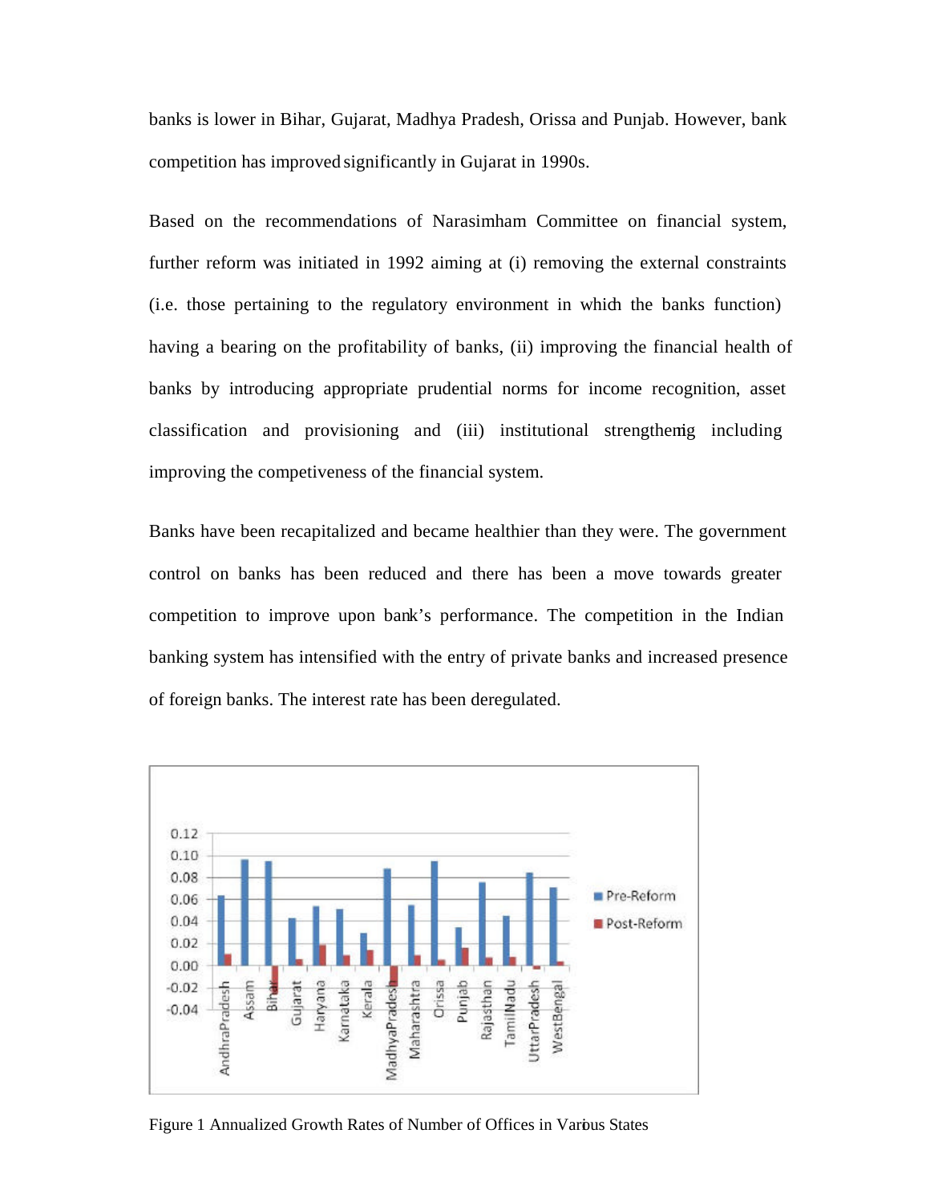banks is lower in Bihar, Gujarat, Madhya Pradesh, Orissa and Punjab. However, bank competition has improved significantly in Gujarat in 1990s.

Based on the recommendations of Narasimham Committee on financial system, further reform was initiated in 1992 aiming at (i) removing the external constraints (i.e. those pertaining to the regulatory environment in which the banks function) having a bearing on the profitability of banks, (ii) improving the financial health of banks by introducing appropriate prudential norms for income recognition, asset classification and provisioning and (iii) institutional strengthenig including improving the competiveness of the financial system.

Banks have been recapitalized and became healthier than they were. The government control on banks has been reduced and there has been a move towards greater competition to improve upon bank's performance. The competition in the Indian banking system has intensified with the entry of private banks and increased presence of foreign banks. The interest rate has been deregulated.

Figure 1 Annualized Growth Rates of Number of Offices in Various States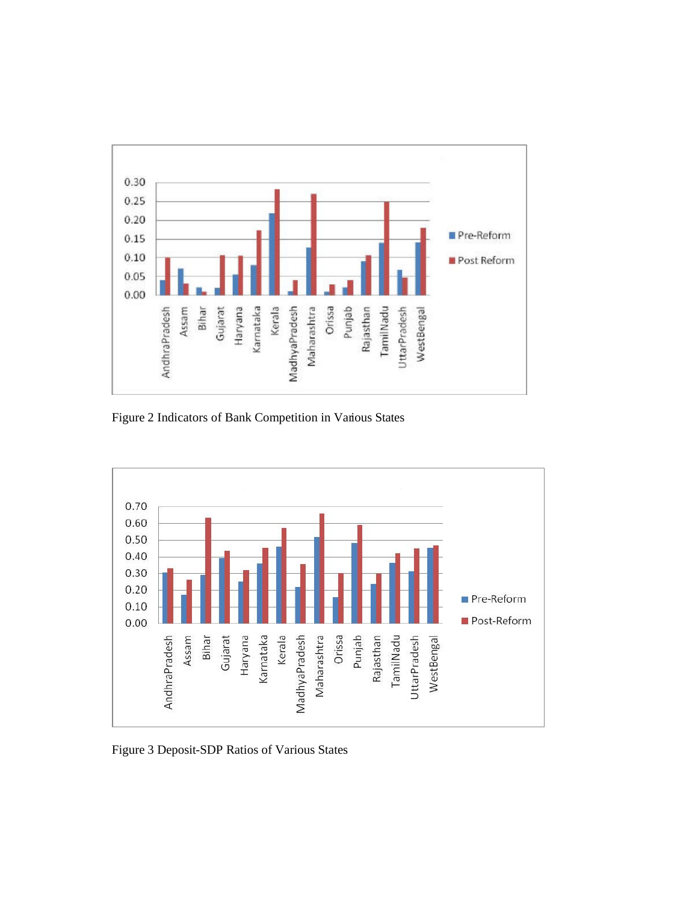Figure 2 Indicators of Bank Competition in Various States

Figure 3 Deposit-SDP Ratios of Various States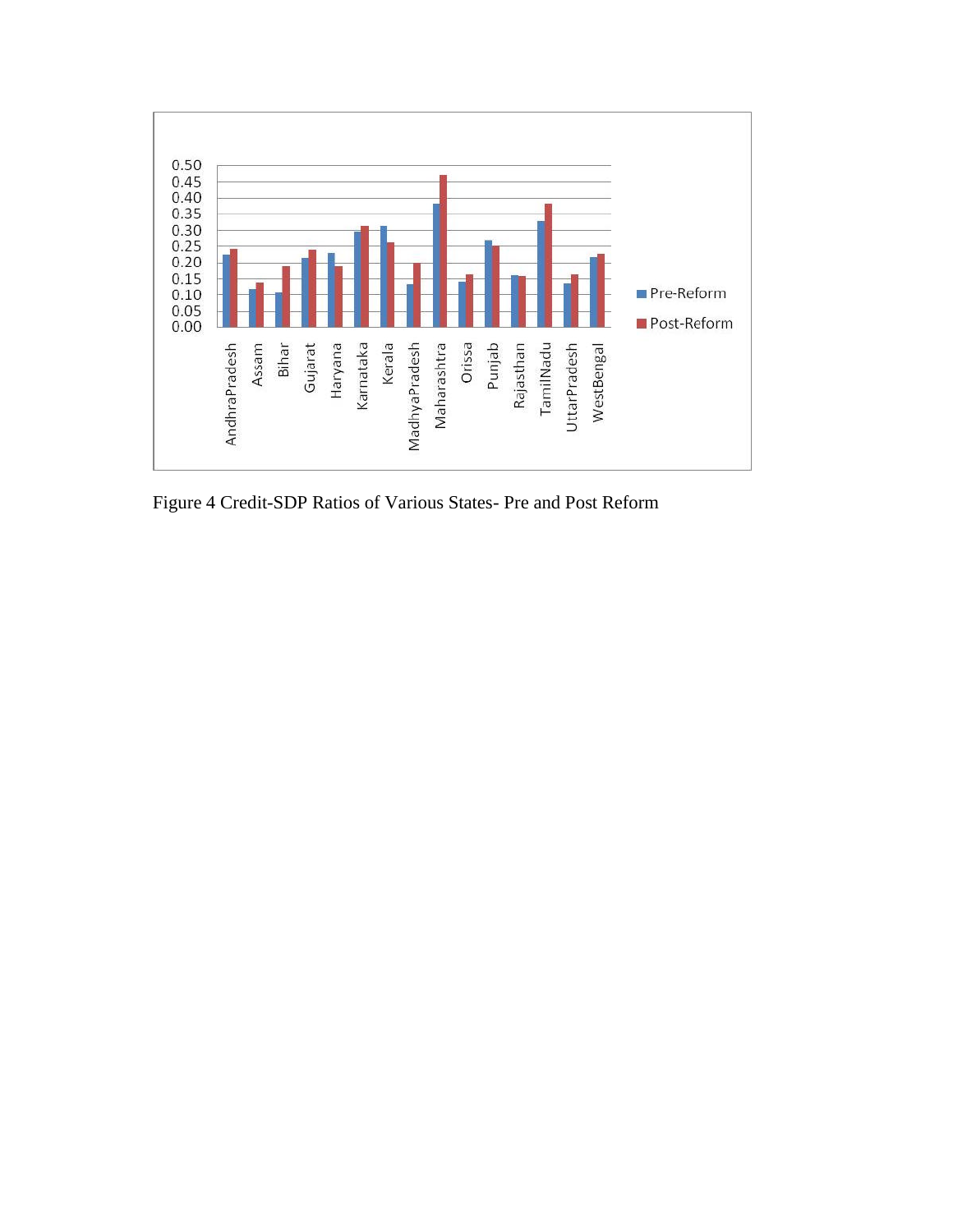Figure 4 Credit-SDP Ratios of Various States- Pre and Post Reform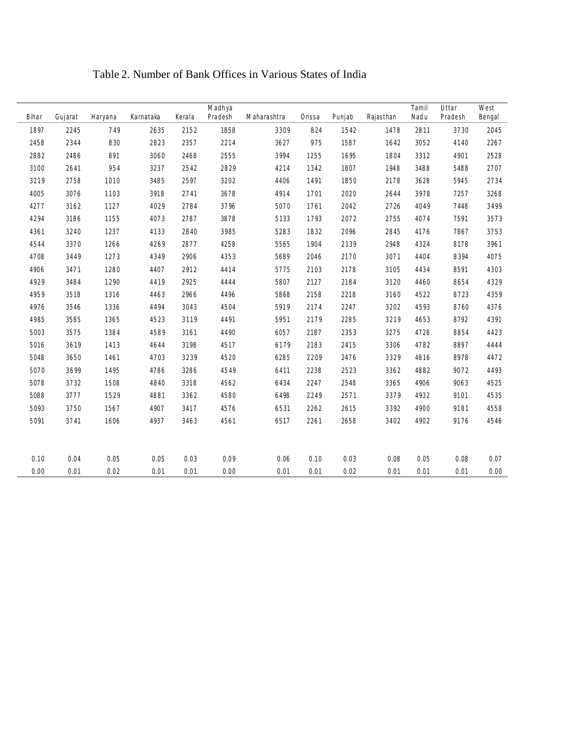Table 2. Number of Bank Offices in Various States of India

| Bihar | Gujarat | Haryana | Karnataka | Kerala | Madhya Pradesh | Maharashtra | Orissa | Punjab | Rajasthan | Tamil Nadu | Uttar Pradesh | West Bengal |
|---|---|---|---|---|---|---|---|---|---|---|---|---|
| 1897 | 2245 | 749 | 2635 | 2152 | 1858 | 3309 | 824 | 1542 | 1478 | 2811 | 3730 | 2045 |
| 2458 | 2344 | 830 | 2823 | 2357 | 2214 | 3627 | 975 | 1587 | 1642 | 3052 | 4140 | 2267 |
| 2882 | 2486 | 891 | 3060 | 2468 | 2555 | 3994 | 1255 | 1695 | 1804 | 3312 | 4901 | 2528 |
| 3100 | 2641 | 954 | 3237 | 2542 | 2829 | 4214 | 1342 | 1807 | 1948 | 3488 | 5488 | 2707 |
| 3219 | 2758 | 1010 | 3485 | 2597 | 3202 | 4406 | 1491 | 1850 | 2178 | 3628 | 5945 | 2734 |
| 4005 | 3076 | 1103 | 3918 | 2741 | 3678 | 4914 | 1701 | 2020 | 2644 | 3978 | 7257 | 3268 |
| 4277 | 3162 | 1127 | 4029 | 2784 | 3796 | 5070 | 1761 | 2042 | 2726 | 4049 | 7448 | 3499 |
| 4294 | 3186 | 1155 | 4073 | 2787 | 3878 | 5133 | 1793 | 2072 | 2755 | 4074 | 7591 | 3573 |
| 4361 | 3240 | 1237 | 4133 | 2840 | 3985 | 5283 | 1832 | 2096 | 2845 | 4176 | 7867 | 3753 |
| 4544 | 3370 | 1266 | 4269 | 2877 | 4258 | 5565 | 1904 | 2139 | 2948 | 4324 | 8178 | 3961 |
| 4708 | 3449 | 1273 | 4349 | 2906 | 4353 | 5689 | 2046 | 2170 | 3071 | 4404 | 8394 | 4075 |
| 4906 | 3471 | 1280 | 4407 | 2912 | 4414 | 5775 | 2103 | 2178 | 3105 | 4434 | 8591 | 4303 |
| 4929 | 3484 | 1290 | 4419 | 2925 | 4444 | 5807 | 2127 | 2184 | 3120 | 4460 | 8654 | 4329 |
| 4959 | 3518 | 1316 | 4463 | 2966 | 4496 | 5868 | 2158 | 2218 | 3160 | 4522 | 8723 | 4359 |
| 4976 | 3546 | 1336 | 4494 | 3043 | 4504 | 5919 | 2174 | 2247 | 3202 | 4593 | 8760 | 4376 |
| 4985 | 3585 | 1365 | 4523 | 3119 | 4491 | 5951 | 2179 | 2285 | 3219 | 4653 | 8792 | 4391 |
| 5003 | 3575 | 1384 | 4589 | 3161 | 4490 | 6057 | 2187 | 2353 | 3275 | 4728 | 8854 | 4423 |
| 5016 | 3619 | 1413 | 4644 | 3198 | 4517 | 6179 | 2183 | 2415 | 3306 | 4782 | 8897 | 4444 |
| 5048 | 3650 | 1461 | 4703 | 3239 | 4520 | 6285 | 2209 | 2476 | 3329 | 4816 | 8978 | 4472 |
| 5070 | 3699 | 1495 | 4786 | 3286 | 4549 | 6411 | 2238 | 2523 | 3362 | 4882 | 9072 | 4493 |
| 5078 | 3732 | 1508 | 4840 | 3318 | 4562 | 6434 | 2247 | 2548 | 3365 | 4906 | 9063 | 4525 |
| 5088 | 3777 | 1529 | 4881 | 3362 | 4580 | 6498 | 2249 | 2571 | 3379 | 4932 | 9101 | 4535 |
| 5093 | 3750 | 1567 | 4907 | 3417 | 4576 | 6531 | 2262 | 2615 | 3392 | 4900 | 9181 | 4558 |
| 5091 | 3741 | 1606 | 4937 | 3463 | 4561 | 6517 | 2261 | 2658 | 3402 | 4902 | 9176 | 4546 |
| | | | | | | | | | | | | |
| 0.10 | 0.04 | 0.05 | 0.05 | 0.03 | 0.09 | 0.06 | 0.10 | 0.03 | 0.08 | 0.05 | 0.08 | 0.07 |
| 0.00 | 0.01 | 0.02 | 0.01 | 0.01 | 0.00 | 0.01 | 0.01 | 0.02 | 0.01 | 0.01 | 0.01 | 0.00 |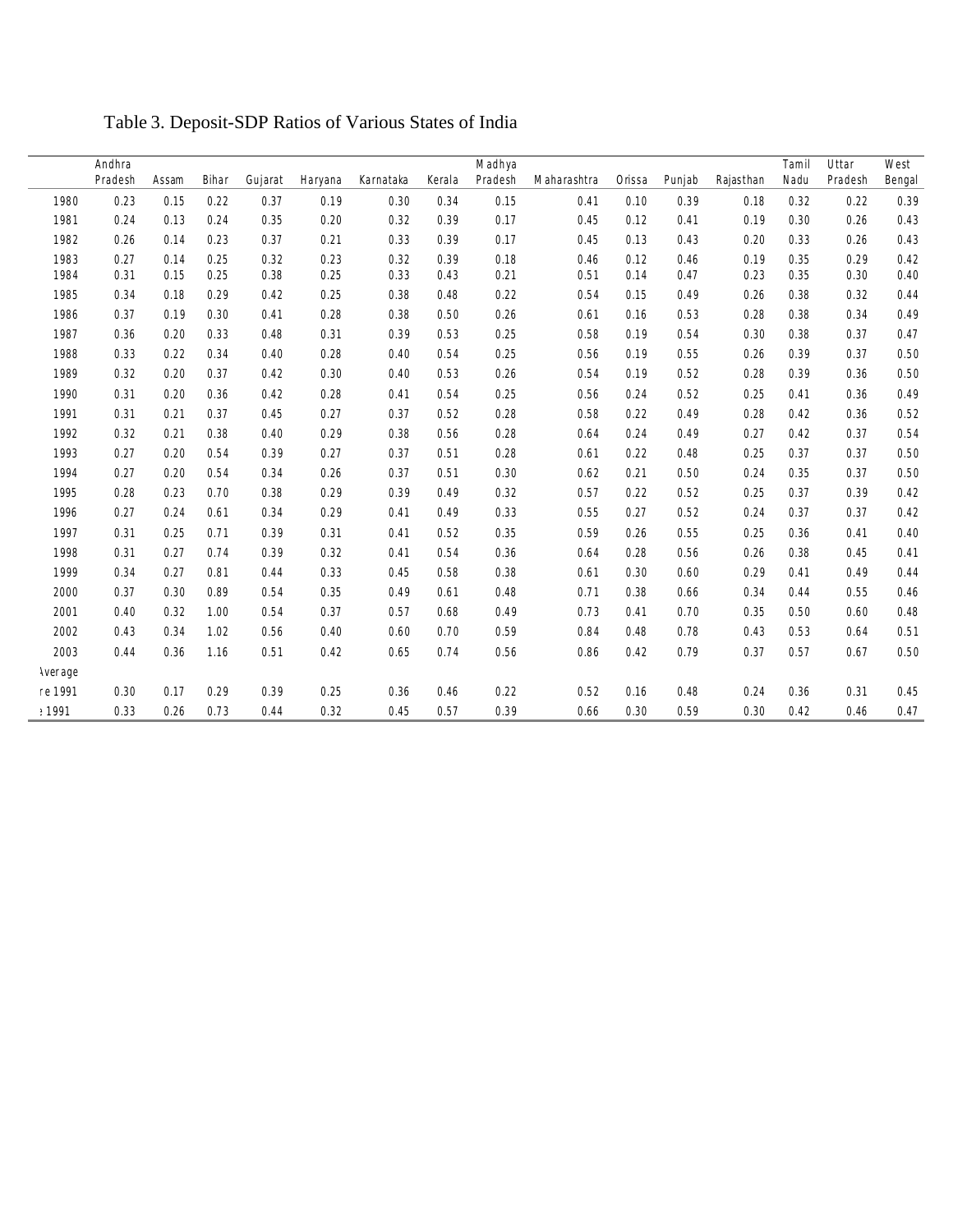# Table 3. Deposit-SDP Ratios of Various States of India

| | Andhra Pradesh | Assam | Bihar | Gujarat | Haryana | Karnataka | Kerala | Madhya Pradesh | Maharashtra | Orissa | Punjab | Rajasthan | Tamil Nadu | Uttar Pradesh | West Bengal |
|---|---|---|---|---|---|---|---|---|---|---|---|---|---|---|---|
| 1980 | 0.23 | 0.15 | 0.22 | 0.37 | 0.19 | 0.30 | 0.34 | 0.15 | 0.41 | 0.10 | 0.39 | 0.18 | 0.32 | 0.22 | 0.39 |
| 1981 | 0.24 | 0.13 | 0.24 | 0.35 | 0.20 | 0.32 | 0.39 | 0.17 | 0.45 | 0.12 | 0.41 | 0.19 | 0.30 | 0.26 | 0.43 |
| 1982 | 0.26 | 0.14 | 0.23 | 0.37 | 0.21 | 0.33 | 0.39 | 0.17 | 0.45 | 0.13 | 0.43 | 0.20 | 0.33 | 0.26 | 0.43 |
| 1983 | 0.27 | 0.14 | 0.25 | 0.32 | 0.23 | 0.32 | 0.39 | 0.18 | 0.46 | 0.12 | 0.46 | 0.19 | 0.35 | 0.29 | 0.42 |
| 1984 | 0.31 | 0.15 | 0.25 | 0.38 | 0.25 | 0.33 | 0.43 | 0.21 | 0.51 | 0.14 | 0.47 | 0.23 | 0.35 | 0.30 | 0.40 |
| 1985 | 0.34 | 0.18 | 0.29 | 0.42 | 0.25 | 0.38 | 0.48 | 0.22 | 0.54 | 0.15 | 0.49 | 0.26 | 0.38 | 0.32 | 0.44 |
| 1986 | 0.37 | 0.19 | 0.30 | 0.41 | 0.28 | 0.38 | 0.50 | 0.26 | 0.61 | 0.16 | 0.53 | 0.28 | 0.38 | 0.34 | 0.49 |
| 1987 | 0.36 | 0.20 | 0.33 | 0.48 | 0.31 | 0.39 | 0.53 | 0.25 | 0.58 | 0.19 | 0.54 | 0.30 | 0.38 | 0.37 | 0.47 |
| 1988 | 0.33 | 0.22 | 0.34 | 0.40 | 0.28 | 0.40 | 0.54 | 0.25 | 0.56 | 0.19 | 0.55 | 0.26 | 0.39 | 0.37 | 0.50 |
| 1989 | 0.32 | 0.20 | 0.37 | 0.42 | 0.30 | 0.40 | 0.53 | 0.26 | 0.54 | 0.19 | 0.52 | 0.28 | 0.39 | 0.36 | 0.50 |
| 1990 | 0.31 | 0.20 | 0.36 | 0.42 | 0.28 | 0.41 | 0.54 | 0.25 | 0.56 | 0.24 | 0.52 | 0.25 | 0.41 | 0.36 | 0.49 |
| 1991 | 0.31 | 0.21 | 0.37 | 0.45 | 0.27 | 0.37 | 0.52 | 0.28 | 0.58 | 0.22 | 0.49 | 0.28 | 0.42 | 0.36 | 0.52 |
| 1992 | 0.32 | 0.21 | 0.38 | 0.40 | 0.29 | 0.38 | 0.56 | 0.28 | 0.64 | 0.24 | 0.49 | 0.27 | 0.42 | 0.37 | 0.54 |
| 1993 | 0.27 | 0.20 | 0.54 | 0.39 | 0.27 | 0.37 | 0.51 | 0.28 | 0.61 | 0.22 | 0.48 | 0.25 | 0.37 | 0.37 | 0.50 |
| 1994 | 0.27 | 0.20 | 0.54 | 0.34 | 0.26 | 0.37 | 0.51 | 0.30 | 0.62 | 0.21 | 0.50 | 0.24 | 0.35 | 0.37 | 0.50 |
| 1995 | 0.28 | 0.23 | 0.70 | 0.38 | 0.29 | 0.39 | 0.49 | 0.32 | 0.57 | 0.22 | 0.52 | 0.25 | 0.37 | 0.39 | 0.42 |
| 1996 | 0.27 | 0.24 | 0.61 | 0.34 | 0.29 | 0.41 | 0.49 | 0.33 | 0.55 | 0.27 | 0.52 | 0.24 | 0.37 | 0.37 | 0.42 |
| 1997 | 0.31 | 0.25 | 0.71 | 0.39 | 0.31 | 0.41 | 0.52 | 0.35 | 0.59 | 0.26 | 0.55 | 0.25 | 0.36 | 0.41 | 0.40 |
| 1998 | 0.31 | 0.27 | 0.74 | 0.39 | 0.32 | 0.41 | 0.54 | 0.36 | 0.64 | 0.28 | 0.56 | 0.26 | 0.38 | 0.45 | 0.41 |
| 1999 | 0.34 | 0.27 | 0.81 | 0.44 | 0.33 | 0.45 | 0.58 | 0.38 | 0.61 | 0.30 | 0.60 | 0.29 | 0.41 | 0.49 | 0.44 |
| 2000 | 0.37 | 0.30 | 0.89 | 0.54 | 0.35 | 0.49 | 0.61 | 0.48 | 0.71 | 0.38 | 0.66 | 0.34 | 0.44 | 0.55 | 0.46 |
| 2001 | 0.40 | 0.32 | 1.00 | 0.54 | 0.37 | 0.57 | 0.68 | 0.49 | 0.73 | 0.41 | 0.70 | 0.35 | 0.50 | 0.60 | 0.48 |
| 2002 | 0.43 | 0.34 | 1.02 | 0.56 | 0.40 | 0.60 | 0.70 | 0.59 | 0.84 | 0.48 | 0.78 | 0.43 | 0.53 | 0.64 | 0.51 |
| 2003 | 0.44 | 0.36 | 1.16 | 0.51 | 0.42 | 0.65 | 0.74 | 0.56 | 0.86 | 0.42 | 0.79 | 0.37 | 0.57 | 0.67 | 0.50 |
| Average | | | | | | | | | | | | | | | |
| re 1991 | 0.30 | 0.17 | 0.29 | 0.39 | 0.25 | 0.36 | 0.46 | 0.22 | 0.52 | 0.16 | 0.48 | 0.24 | 0.36 | 0.31 | 0.45 |
| e 1991 | 0.33 | 0.26 | 0.73 | 0.44 | 0.32 | 0.45 | 0.57 | 0.39 | 0.66 | 0.30 | 0.59 | 0.30 | 0.42 | 0.46 | 0.47 |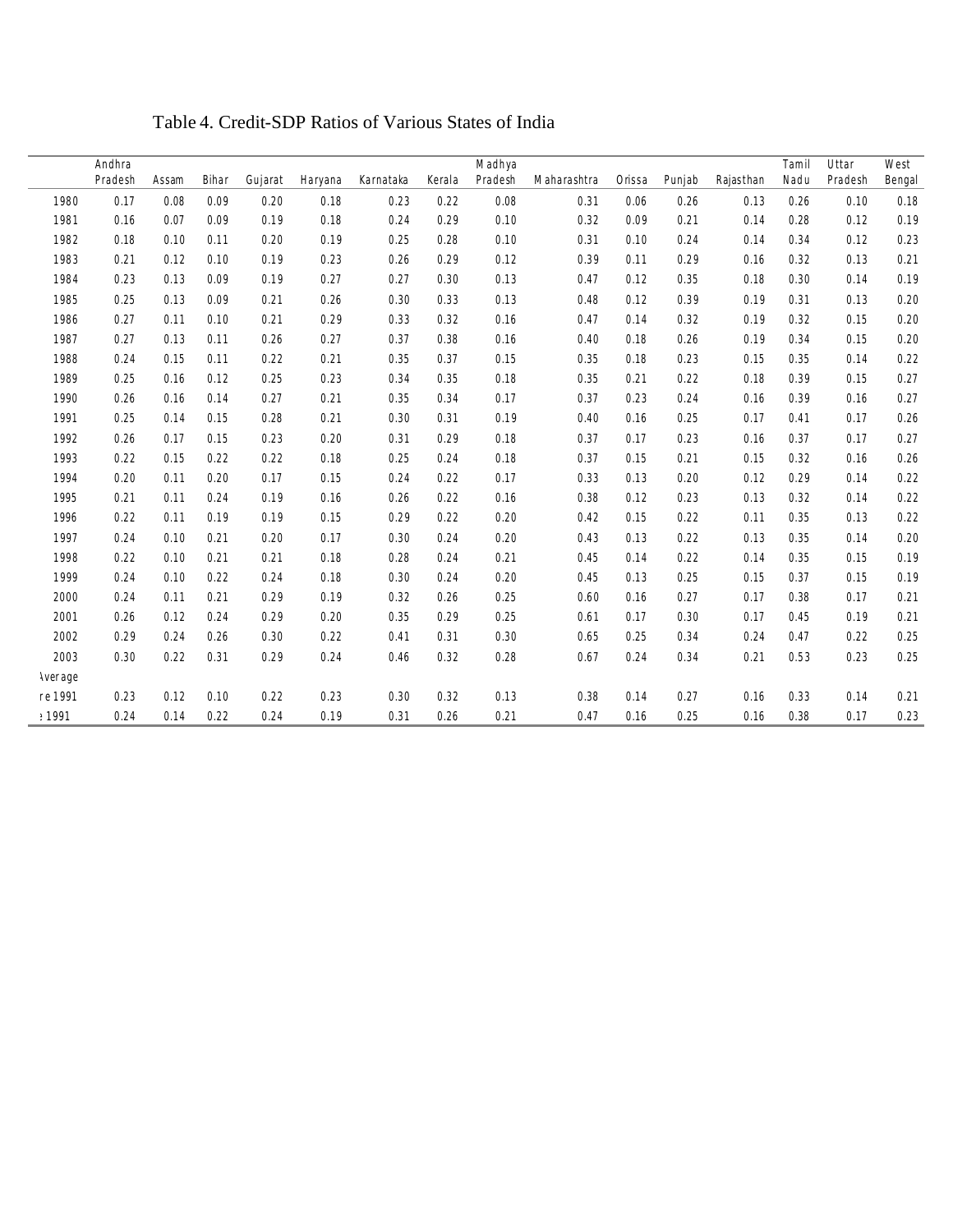# Table 4. Credit-SDP Ratios of Various States of India

| | Andhra Pradesh | Assam | Bihar | Gujarat | Haryana | Karnataka | Kerala | Madhya Pradesh | Maharashtra | Orissa | Punjab | Rajasthan | Tamil Nadu | Uttar Pradesh | West Bengal |
|---|---|---|---|---|---|---|---|---|---|---|---|---|---|---|---|
| 1980 | 0.17 | 0.08 | 0.09 | 0.20 | 0.18 | 0.23 | 0.22 | 0.08 | 0.31 | 0.06 | 0.26 | 0.13 | 0.26 | 0.10 | 0.18 |
| 1981 | 0.16 | 0.07 | 0.09 | 0.19 | 0.18 | 0.24 | 0.29 | 0.10 | 0.32 | 0.09 | 0.21 | 0.14 | 0.28 | 0.12 | 0.19 |
| 1982 | 0.18 | 0.10 | 0.11 | 0.20 | 0.19 | 0.25 | 0.28 | 0.10 | 0.31 | 0.10 | 0.24 | 0.14 | 0.34 | 0.12 | 0.23 |
| 1983 | 0.21 | 0.12 | 0.10 | 0.19 | 0.23 | 0.26 | 0.29 | 0.12 | 0.39 | 0.11 | 0.29 | 0.16 | 0.32 | 0.13 | 0.21 |
| 1984 | 0.23 | 0.13 | 0.09 | 0.19 | 0.27 | 0.27 | 0.30 | 0.13 | 0.47 | 0.12 | 0.35 | 0.18 | 0.30 | 0.14 | 0.19 |
| 1985 | 0.25 | 0.13 | 0.09 | 0.21 | 0.26 | 0.30 | 0.33 | 0.13 | 0.48 | 0.12 | 0.39 | 0.19 | 0.31 | 0.13 | 0.20 |
| 1986 | 0.27 | 0.11 | 0.10 | 0.21 | 0.29 | 0.33 | 0.32 | 0.16 | 0.47 | 0.14 | 0.32 | 0.19 | 0.32 | 0.15 | 0.20 |
| 1987 | 0.27 | 0.13 | 0.11 | 0.26 | 0.27 | 0.37 | 0.38 | 0.16 | 0.40 | 0.18 | 0.26 | 0.19 | 0.34 | 0.15 | 0.20 |
| 1988 | 0.24 | 0.15 | 0.11 | 0.22 | 0.21 | 0.35 | 0.37 | 0.15 | 0.35 | 0.18 | 0.23 | 0.15 | 0.35 | 0.14 | 0.22 |
| 1989 | 0.25 | 0.16 | 0.12 | 0.25 | 0.23 | 0.34 | 0.35 | 0.18 | 0.35 | 0.21 | 0.22 | 0.18 | 0.39 | 0.15 | 0.27 |
| 1990 | 0.26 | 0.16 | 0.14 | 0.27 | 0.21 | 0.35 | 0.34 | 0.17 | 0.37 | 0.23 | 0.24 | 0.16 | 0.39 | 0.16 | 0.27 |
| 1991 | 0.25 | 0.14 | 0.15 | 0.28 | 0.21 | 0.30 | 0.31 | 0.19 | 0.40 | 0.16 | 0.25 | 0.17 | 0.41 | 0.17 | 0.26 |
| 1992 | 0.26 | 0.17 | 0.15 | 0.23 | 0.20 | 0.31 | 0.29 | 0.18 | 0.37 | 0.17 | 0.23 | 0.16 | 0.37 | 0.17 | 0.27 |
| 1993 | 0.22 | 0.15 | 0.22 | 0.22 | 0.18 | 0.25 | 0.24 | 0.18 | 0.37 | 0.15 | 0.21 | 0.15 | 0.32 | 0.16 | 0.26 |
| 1994 | 0.20 | 0.11 | 0.20 | 0.17 | 0.15 | 0.24 | 0.22 | 0.17 | 0.33 | 0.13 | 0.20 | 0.12 | 0.29 | 0.14 | 0.22 |
| 1995 | 0.21 | 0.11 | 0.24 | 0.19 | 0.16 | 0.26 | 0.22 | 0.16 | 0.38 | 0.12 | 0.23 | 0.13 | 0.32 | 0.14 | 0.22 |
| 1996 | 0.22 | 0.11 | 0.19 | 0.19 | 0.15 | 0.29 | 0.22 | 0.20 | 0.42 | 0.15 | 0.22 | 0.11 | 0.35 | 0.13 | 0.22 |
| 1997 | 0.24 | 0.10 | 0.21 | 0.20 | 0.17 | 0.30 | 0.24 | 0.20 | 0.43 | 0.13 | 0.22 | 0.13 | 0.35 | 0.14 | 0.20 |
| 1998 | 0.22 | 0.10 | 0.21 | 0.21 | 0.18 | 0.28 | 0.24 | 0.21 | 0.45 | 0.14 | 0.22 | 0.14 | 0.35 | 0.15 | 0.19 |
| 1999 | 0.24 | 0.10 | 0.22 | 0.24 | 0.18 | 0.30 | 0.24 | 0.20 | 0.45 | 0.13 | 0.25 | 0.15 | 0.37 | 0.15 | 0.19 |
| 2000 | 0.24 | 0.11 | 0.21 | 0.29 | 0.19 | 0.32 | 0.26 | 0.25 | 0.60 | 0.16 | 0.27 | 0.17 | 0.38 | 0.17 | 0.21 |
| 2001 | 0.26 | 0.12 | 0.24 | 0.29 | 0.20 | 0.35 | 0.29 | 0.25 | 0.61 | 0.17 | 0.30 | 0.17 | 0.45 | 0.19 | 0.21 |
| 2002 | 0.29 | 0.24 | 0.26 | 0.30 | 0.22 | 0.41 | 0.31 | 0.30 | 0.65 | 0.25 | 0.34 | 0.24 | 0.47 | 0.22 | 0.25 |
| 2003 | 0.30 | 0.22 | 0.31 | 0.29 | 0.24 | 0.46 | 0.32 | 0.28 | 0.67 | 0.24 | 0.34 | 0.21 | 0.53 | 0.23 | 0.25 |
| Average | | | | | | | | | | | | | | | |
| Before 1991 | 0.23 | 0.12 | 0.10 | 0.22 | 0.23 | 0.30 | 0.32 | 0.13 | 0.38 | 0.14 | 0.27 | 0.16 | 0.33 | 0.14 | 0.21 |
| After 1991 | 0.24 | 0.14 | 0.22 | 0.24 | 0.19 | 0.31 | 0.26 | 0.21 | 0.47 | 0.16 | 0.25 | 0.16 | 0.38 | 0.17 | 0.23 |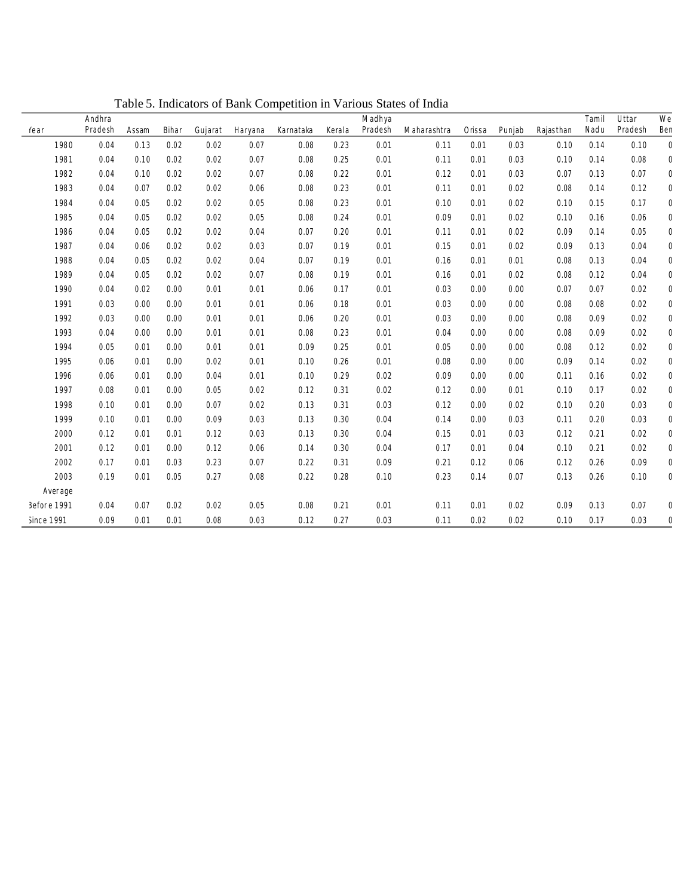Table 5. Indicators of Bank Competition in Various States of India

| Year | Andhra Pradesh | Assam | Bihar | Gujarat | Haryana | Karnataka | Kerala | Madhya Pradesh | Maharashtra | Orissa | Punjab | Rajasthan | Tamil Nadu | Uttar Pradesh | West Ben |
|---|---|---|---|---|---|---|---|---|---|---|---|---|---|---|---|
| 1980 | 0.04 | 0.13 | 0.02 | 0.02 | 0.07 | 0.08 | 0.23 | 0.01 | 0.11 | 0.01 | 0.03 | 0.10 | 0.14 | 0.10 | 0 |
| 1981 | 0.04 | 0.10 | 0.02 | 0.02 | 0.07 | 0.08 | 0.25 | 0.01 | 0.11 | 0.01 | 0.03 | 0.10 | 0.14 | 0.08 | 0 |
| 1982 | 0.04 | 0.10 | 0.02 | 0.02 | 0.07 | 0.08 | 0.22 | 0.01 | 0.12 | 0.01 | 0.03 | 0.07 | 0.13 | 0.07 | 0 |
| 1983 | 0.04 | 0.07 | 0.02 | 0.02 | 0.06 | 0.08 | 0.23 | 0.01 | 0.11 | 0.01 | 0.02 | 0.08 | 0.14 | 0.12 | 0 |
| 1984 | 0.04 | 0.05 | 0.02 | 0.02 | 0.05 | 0.08 | 0.23 | 0.01 | 0.10 | 0.01 | 0.02 | 0.10 | 0.15 | 0.17 | 0 |
| 1985 | 0.04 | 0.05 | 0.02 | 0.02 | 0.05 | 0.08 | 0.24 | 0.01 | 0.09 | 0.01 | 0.02 | 0.10 | 0.16 | 0.06 | 0 |
| 1986 | 0.04 | 0.05 | 0.02 | 0.02 | 0.04 | 0.07 | 0.20 | 0.01 | 0.11 | 0.01 | 0.02 | 0.09 | 0.14 | 0.05 | 0 |
| 1987 | 0.04 | 0.06 | 0.02 | 0.02 | 0.03 | 0.07 | 0.19 | 0.01 | 0.15 | 0.01 | 0.02 | 0.09 | 0.13 | 0.04 | 0 |
| 1988 | 0.04 | 0.05 | 0.02 | 0.02 | 0.04 | 0.07 | 0.19 | 0.01 | 0.16 | 0.01 | 0.01 | 0.08 | 0.13 | 0.04 | 0 |
| 1989 | 0.04 | 0.05 | 0.02 | 0.02 | 0.07 | 0.08 | 0.19 | 0.01 | 0.16 | 0.01 | 0.02 | 0.08 | 0.12 | 0.04 | 0 |
| 1990 | 0.04 | 0.02 | 0.00 | 0.01 | 0.01 | 0.06 | 0.17 | 0.01 | 0.03 | 0.00 | 0.00 | 0.07 | 0.07 | 0.02 | 0 |
| 1991 | 0.03 | 0.00 | 0.00 | 0.01 | 0.01 | 0.06 | 0.18 | 0.01 | 0.03 | 0.00 | 0.00 | 0.08 | 0.08 | 0.02 | 0 |
| 1992 | 0.03 | 0.00 | 0.00 | 0.01 | 0.01 | 0.06 | 0.20 | 0.01 | 0.03 | 0.00 | 0.00 | 0.08 | 0.09 | 0.02 | 0 |
| 1993 | 0.04 | 0.00 | 0.00 | 0.01 | 0.01 | 0.08 | 0.23 | 0.01 | 0.04 | 0.00 | 0.00 | 0.08 | 0.09 | 0.02 | 0 |
| 1994 | 0.05 | 0.01 | 0.00 | 0.01 | 0.01 | 0.09 | 0.25 | 0.01 | 0.05 | 0.00 | 0.00 | 0.08 | 0.12 | 0.02 | 0 |
| 1995 | 0.06 | 0.01 | 0.00 | 0.02 | 0.01 | 0.10 | 0.26 | 0.01 | 0.08 | 0.00 | 0.00 | 0.09 | 0.14 | 0.02 | 0 |
| 1996 | 0.06 | 0.01 | 0.00 | 0.04 | 0.01 | 0.10 | 0.29 | 0.02 | 0.09 | 0.00 | 0.00 | 0.11 | 0.16 | 0.02 | 0 |
| 1997 | 0.08 | 0.01 | 0.00 | 0.05 | 0.02 | 0.12 | 0.31 | 0.02 | 0.12 | 0.00 | 0.01 | 0.10 | 0.17 | 0.02 | 0 |
| 1998 | 0.10 | 0.01 | 0.00 | 0.07 | 0.02 | 0.13 | 0.31 | 0.03 | 0.12 | 0.00 | 0.02 | 0.10 | 0.20 | 0.03 | 0 |
| 1999 | 0.10 | 0.01 | 0.00 | 0.09 | 0.03 | 0.13 | 0.30 | 0.04 | 0.14 | 0.00 | 0.03 | 0.11 | 0.20 | 0.03 | 0 |
| 2000 | 0.12 | 0.01 | 0.01 | 0.12 | 0.03 | 0.13 | 0.30 | 0.04 | 0.15 | 0.01 | 0.03 | 0.12 | 0.21 | 0.02 | 0 |
| 2001 | 0.12 | 0.01 | 0.00 | 0.12 | 0.06 | 0.14 | 0.30 | 0.04 | 0.17 | 0.01 | 0.04 | 0.10 | 0.21 | 0.02 | 0 |
| 2002 | 0.17 | 0.01 | 0.03 | 0.23 | 0.07 | 0.22 | 0.31 | 0.09 | 0.21 | 0.12 | 0.06 | 0.12 | 0.26 | 0.09 | 0 |
| 2003 | 0.19 | 0.01 | 0.05 | 0.27 | 0.08 | 0.22 | 0.28 | 0.10 | 0.23 | 0.14 | 0.07 | 0.13 | 0.26 | 0.10 | 0 |
| Average | | | | | | | | | | | | | | | |
| Before 1991 | 0.04 | 0.07 | 0.02 | 0.02 | 0.05 | 0.08 | 0.21 | 0.01 | 0.11 | 0.01 | 0.02 | 0.09 | 0.13 | 0.07 | 0 |
| Since 1991 | 0.09 | 0.01 | 0.01 | 0.08 | 0.03 | 0.12 | 0.27 | 0.03 | 0.11 | 0.02 | 0.02 | 0.10 | 0.17 | 0.03 | 0 |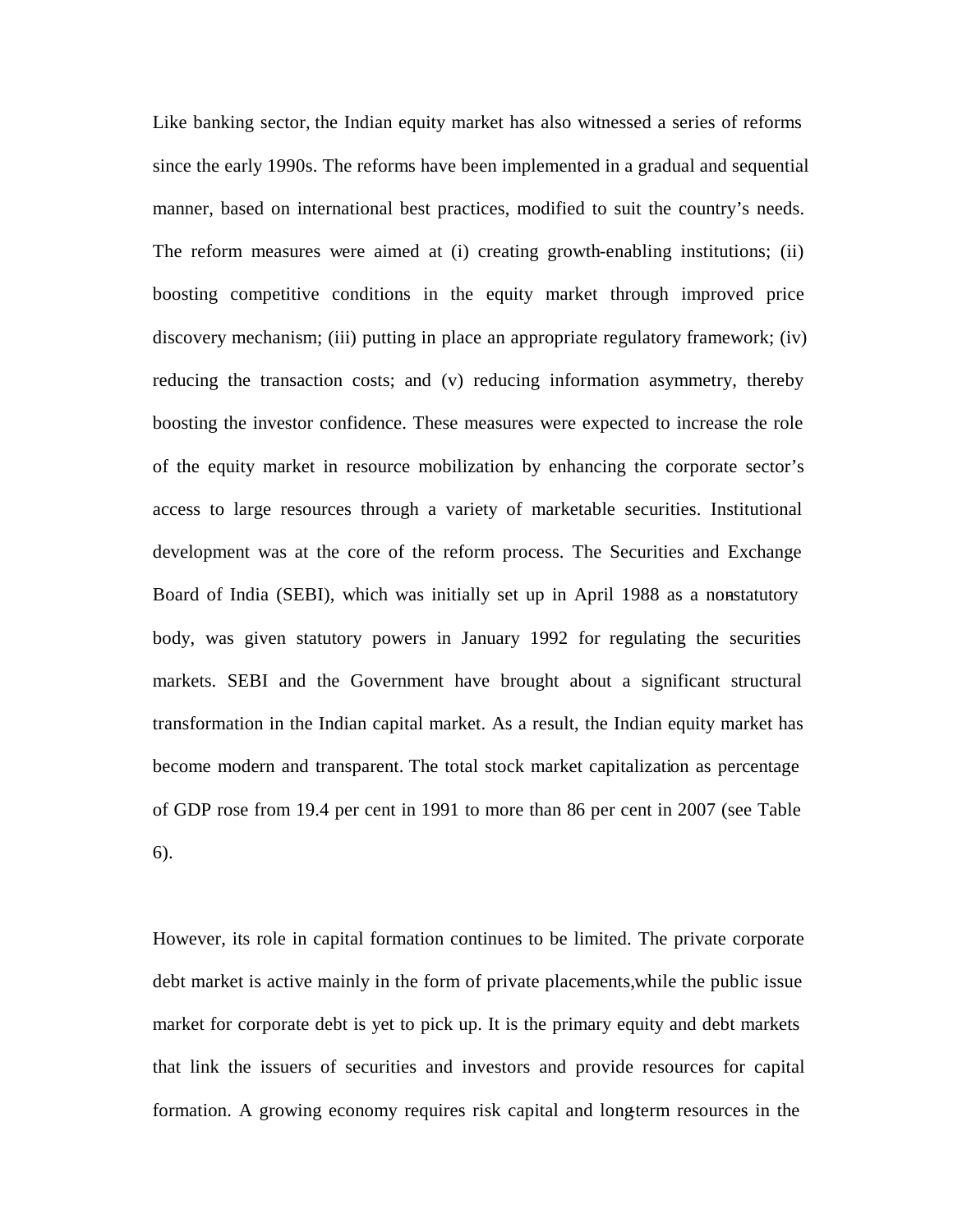Like banking sector, the Indian equity market has also witnessed a series of reforms since the early 1990s. The reforms have been implemented in a gradual and sequential manner, based on international best practices, modified to suit the country's needs. The reform measures were aimed at (i) creating growth-enabling institutions; (ii) boosting competitive conditions in the equity market through improved price discovery mechanism; (iii) putting in place an appropriate regulatory framework; (iv) reducing the transaction costs; and (v) reducing information asymmetry, thereby boosting the investor confidence. These measures were expected to increase the role of the equity market in resource mobilization by enhancing the corporate sector's access to large resources through a variety of marketable securities. Institutional development was at the core of the reform process. The Securities and Exchange Board of India (SEBI), which was initially set up in April 1988 as a non-statutory body, was given statutory powers in January 1992 for regulating the securities markets. SEBI and the Government have brought about a significant structural transformation in the Indian capital market. As a result, the Indian equity market has become modern and transparent. The total stock market capitalization as percentage of GDP rose from 19.4 per cent in 1991 to more than 86 per cent in 2007 (see Table 6).

However, its role in capital formation continues to be limited. The private corporate debt market is active mainly in the form of private placements, while the public issue market for corporate debt is yet to pick up. It is the primary equity and debt markets that link the issuers of securities and investors and provide resources for capital formation. A growing economy requires risk capital and long-term resources in the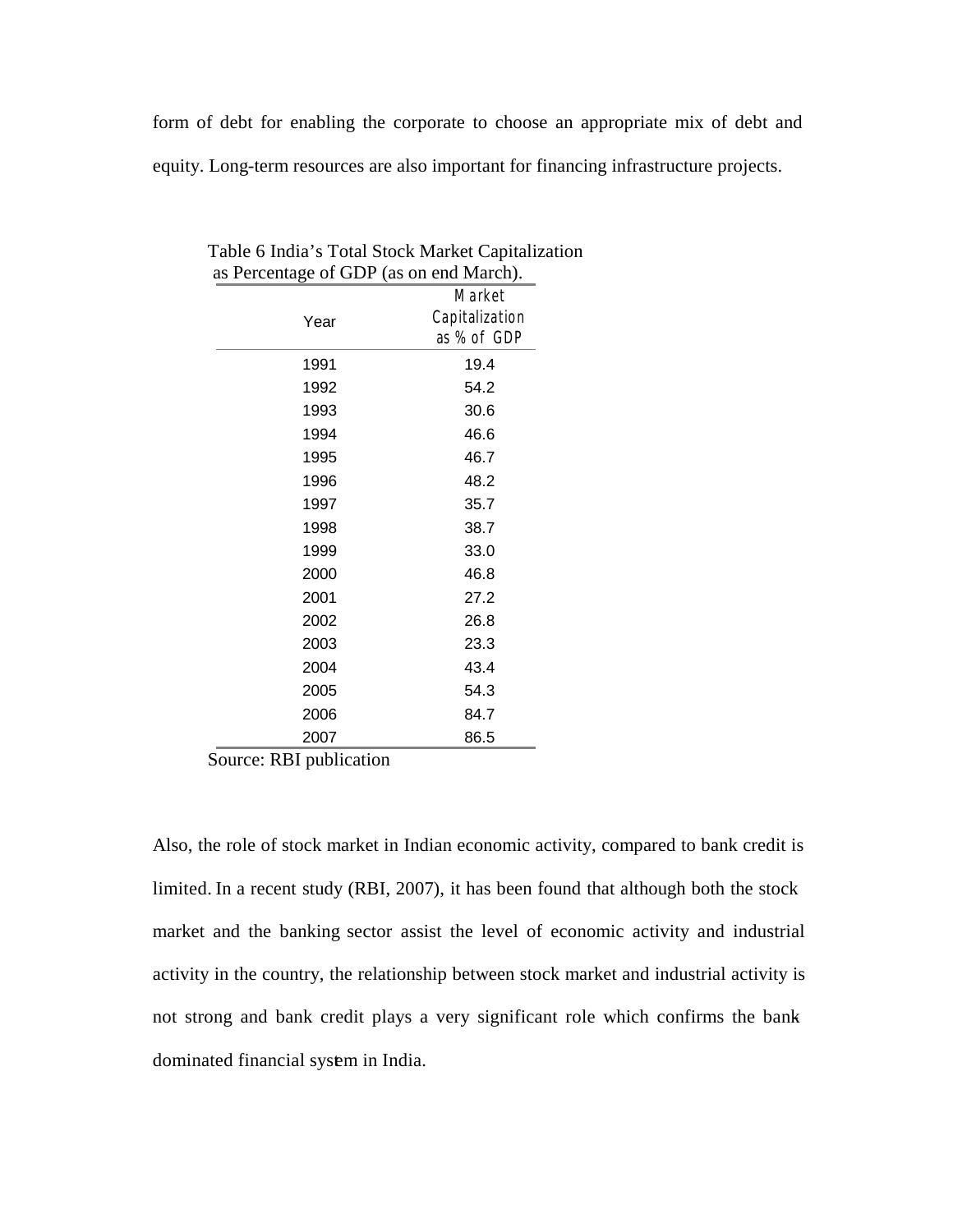form of debt for enabling the corporate to choose an appropriate mix of debt and equity. Long-term resources are also important for financing infrastructure projects.

Table 6 India's Total Stock Market Capitalization as Percentage of GDP (as on end March).

| Year | Market Capitalization as % of GDP |
|---|---|
| 1991 | 19.4 |
| 1992 | 54.2 |
| 1993 | 30.6 |
| 1994 | 46.6 |
| 1995 | 46.7 |
| 1996 | 48.2 |
| 1997 | 35.7 |
| 1998 | 38.7 |
| 1999 | 33.0 |
| 2000 | 46.8 |
| 2001 | 27.2 |
| 2002 | 26.8 |
| 2003 | 23.3 |
| 2004 | 43.4 |
| 2005 | 54.3 |
| 2006 | 84.7 |
| 2007 | 86.5 |

Source: RBI publication

Also, the role of stock market in Indian economic activity, compared to bank credit is limited. In a recent study (RBI, 2007), it has been found that although both the stock market and the banking sector assist the level of economic activity and industrial activity in the country, the relationship between stock market and industrial activity is not strong and bank credit plays a very significant role which confirms the bank-dominated financial system in India.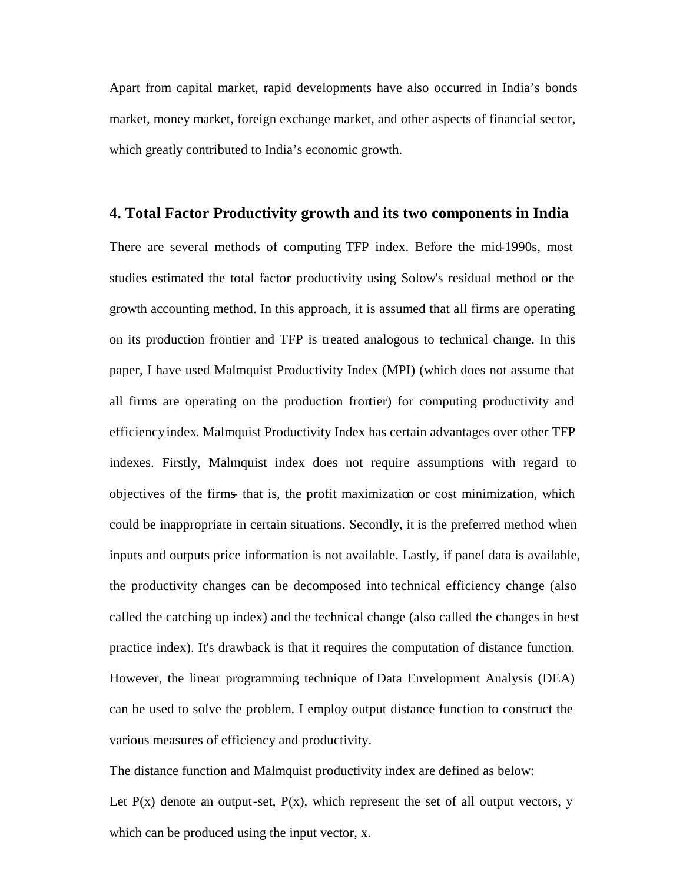Apart from capital market, rapid developments have also occurred in India's bonds market, money market, foreign exchange market, and other aspects of financial sector, which greatly contributed to India's economic growth.

## 4. Total Factor Productivity growth and its two components in India

There are several methods of computing TFP index. Before the mid-1990s, most studies estimated the total factor productivity using Solow's residual method or the growth accounting method. In this approach, it is assumed that all firms are operating on its production frontier and TFP is treated analogous to technical change. In this paper, I have used Malmquist Productivity Index (MPI) (which does not assume that all firms are operating on the production frontier) for computing productivity and efficiency index. Malmquist Productivity Index has certain advantages over other TFP indexes. Firstly, Malmquist index does not require assumptions with regard to objectives of the firms- that is, the profit maximization or cost minimization, which could be inappropriate in certain situations. Secondly, it is the preferred method when inputs and outputs price information is not available. Lastly, if panel data is available, the productivity changes can be decomposed into technical efficiency change (also called the catching up index) and the technical change (also called the changes in best practice index). It's drawback is that it requires the computation of distance function. However, the linear programming technique of Data Envelopment Analysis (DEA) can be used to solve the problem. I employ output distance function to construct the various measures of efficiency and productivity.

The distance function and Malmquist productivity index are defined as below:

Let $P(x)$ denote an output-set, $P(x)$, which represent the set of all output vectors, $y$ which can be produced using the input vector, $x$.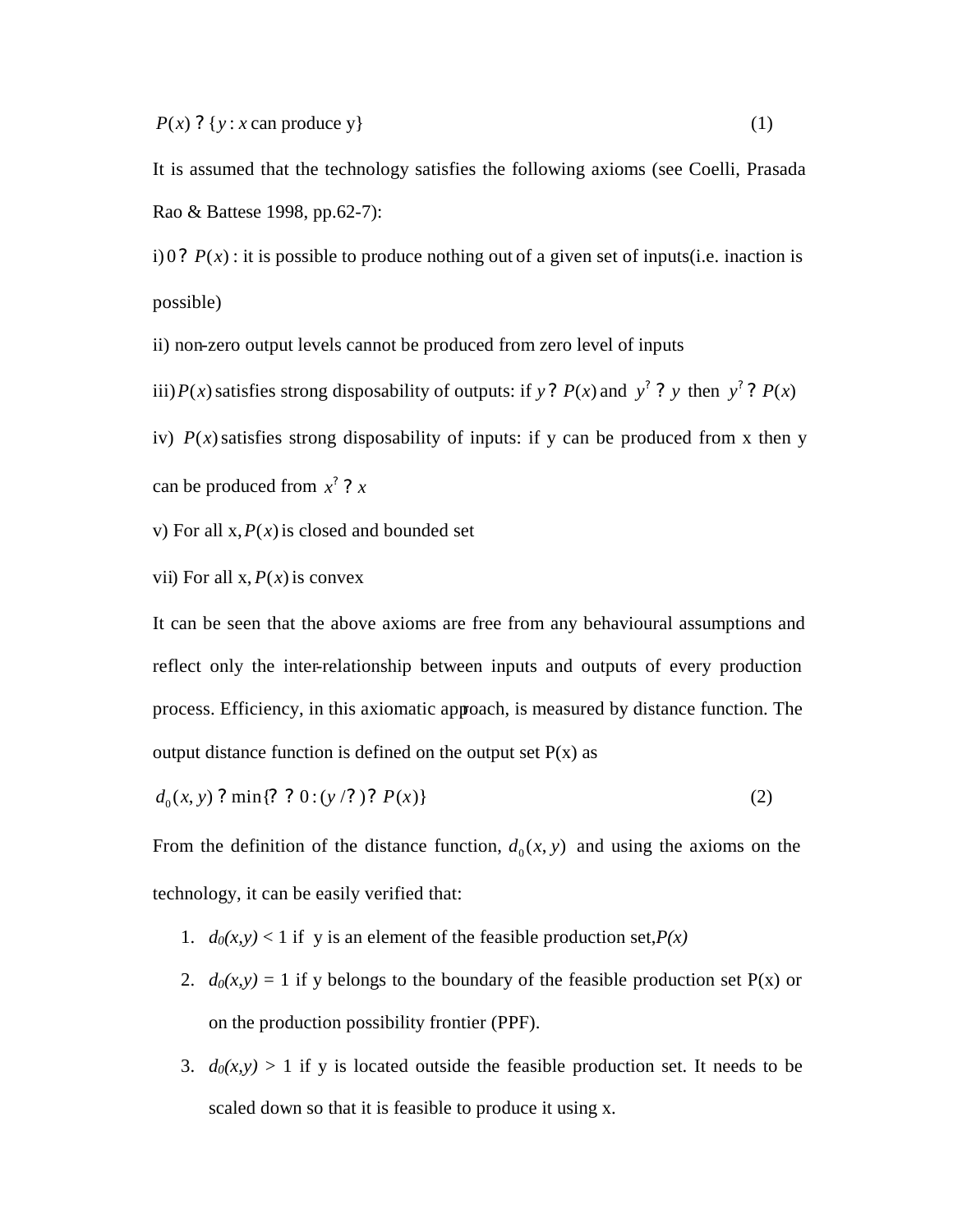$$P(x) = \{y : x \text{ can produce y}\} \quad (1)$$

It is assumed that the technology satisfies the following axioms (see Coelli, Prasada Rao & Battese 1998, pp.62-7):

i) $0 \in P(x)$ : it is possible to produce nothing out of a given set of inputs(i.e. inaction is possible)

ii) non-zero output levels cannot be produced from zero level of inputs

iii) $P(x)$ satisfies strong disposability of outputs: if $y \in P(x)$ and $y^* \leq y$ then $y^* \in P(x)$

iv) $P(x)$ satisfies strong disposability of inputs: if y can be produced from x then y can be produced from $x^* \geq x$

v) For all x, $P(x)$ is closed and bounded set

vii) For all x, $P(x)$ is convex

It can be seen that the above axioms are free from any behavioural assumptions and reflect only the inter-relationship between inputs and outputs of every production process. Efficiency, in this axiomatic approach, is measured by distance function. The output distance function is defined on the output set P(x) as

$$d_0(x, y) = \min\{\theta > 0 : (y/\theta) \in P(x)\} \quad (2)$$

From the definition of the distance function, $d_0(x, y)$ and using the axioms on the technology, it can be easily verified that:

1. $d_0(x,y) < 1$ if y is an element of the feasible production set, *P(x)*
2. $d_0(x,y) = 1$ if y belongs to the boundary of the feasible production set P(x) or on the production possibility frontier (PPF).
3. $d_0(x,y) > 1$ if y is located outside the feasible production set. It needs to be scaled down so that it is feasible to produce it using x.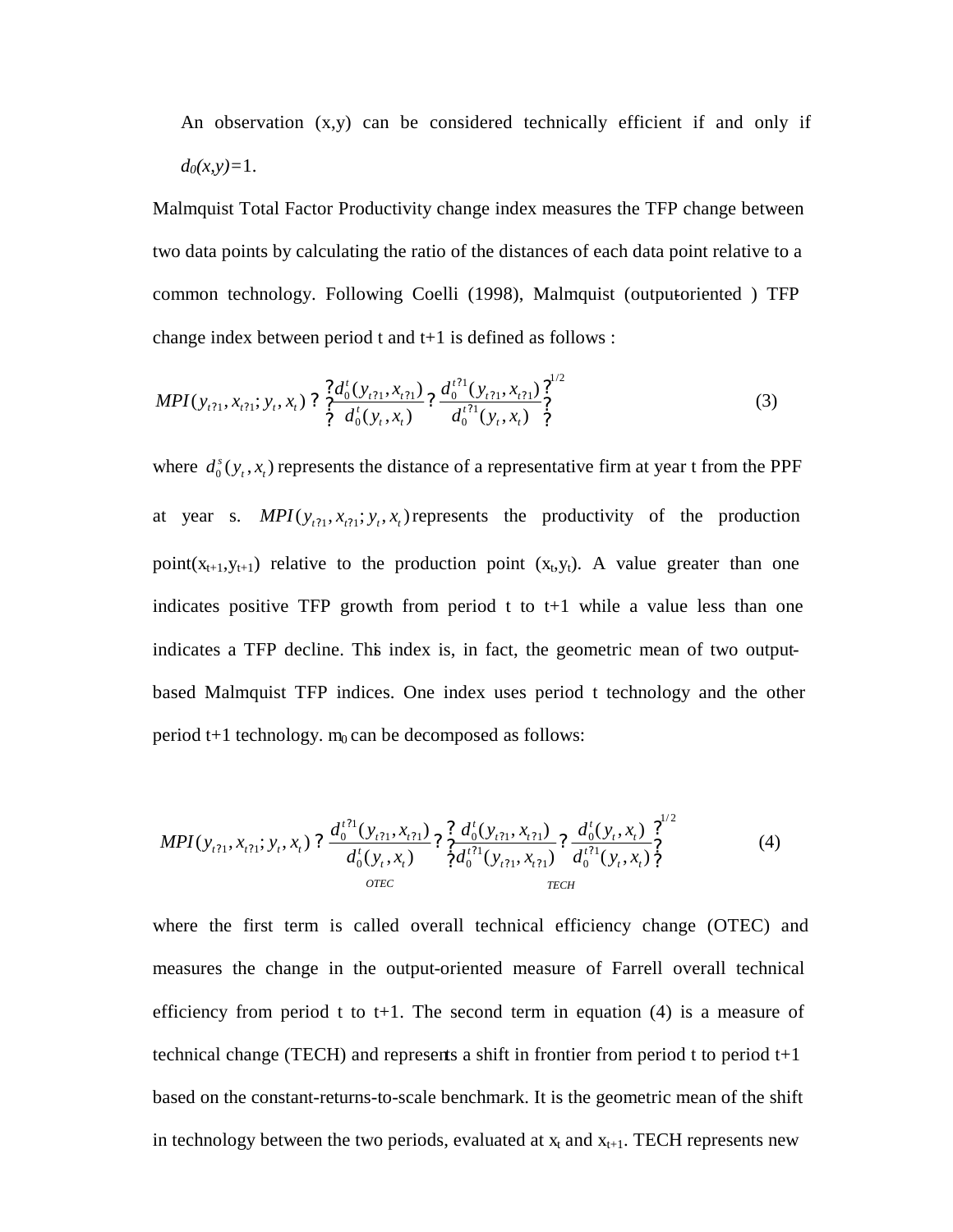An observation (x,y) can be considered technically efficient if and only if $d_0(x,y)=1$.

Malmquist Total Factor Productivity change index measures the TFP change between two data points by calculating the ratio of the distances of each data point relative to a common technology. Following Coelli (1998), Malmquist (output-oriented ) TFP change index between period t and t+1 is defined as follows :

$$MPI(y_{t+1}, x_{t+1}; y_t, x_t) = \left[ \frac{d_0^t(y_{t+1}, x_{t+1})}{d_0^t(y_t, x_t)} \times \frac{d_0^{t+1}(y_{t+1}, x_{t+1})}{d_0^{t+1}(y_t, x_t)} \right]^{1/2} \tag{3}$$

where $d_0^s(y_t, x_t)$ represents the distance of a representative firm at year t from the PPF at year s. $MPI(y_{t+1}, x_{t+1}; y_t, x_t)$ represents the productivity of the production point$(x_{t+1},y_{t+1})$ relative to the production point $(x_t,y_t)$. A value greater than one indicates positive TFP growth from period t to t+1 while a value less than one indicates a TFP decline. This index is, in fact, the geometric mean of two output-based Malmquist TFP indices. One index uses period t technology and the other period t+1 technology. $m_0$ can be decomposed as follows:

$$MPI(y_{t+1}, x_{t+1}; y_t, x_t) = \underbrace{\frac{d_0^{t+1}(y_{t+1}, x_{t+1})}{d_0^t(y_t, x_t)}}_{OTEC} \times \underbrace{\left[ \frac{d_0^t(y_{t+1}, x_{t+1})}{d_0^{t+1}(y_{t+1}, x_{t+1})} \times \frac{d_0^t(y_t, x_t)}{d_0^{t+1}(y_t, x_t)} \right]^{1/2}}_{TECH} \tag{4}$$

where the first term is called overall technical efficiency change (OTEC) and measures the change in the output-oriented measure of Farrell overall technical efficiency from period t to t+1. The second term in equation (4) is a measure of technical change (TECH) and represents a shift in frontier from period t to period t+1 based on the constant-returns-to-scale benchmark. It is the geometric mean of the shift in technology between the two periods, evaluated at $x_t$ and $x_{t+1}$. TECH represents new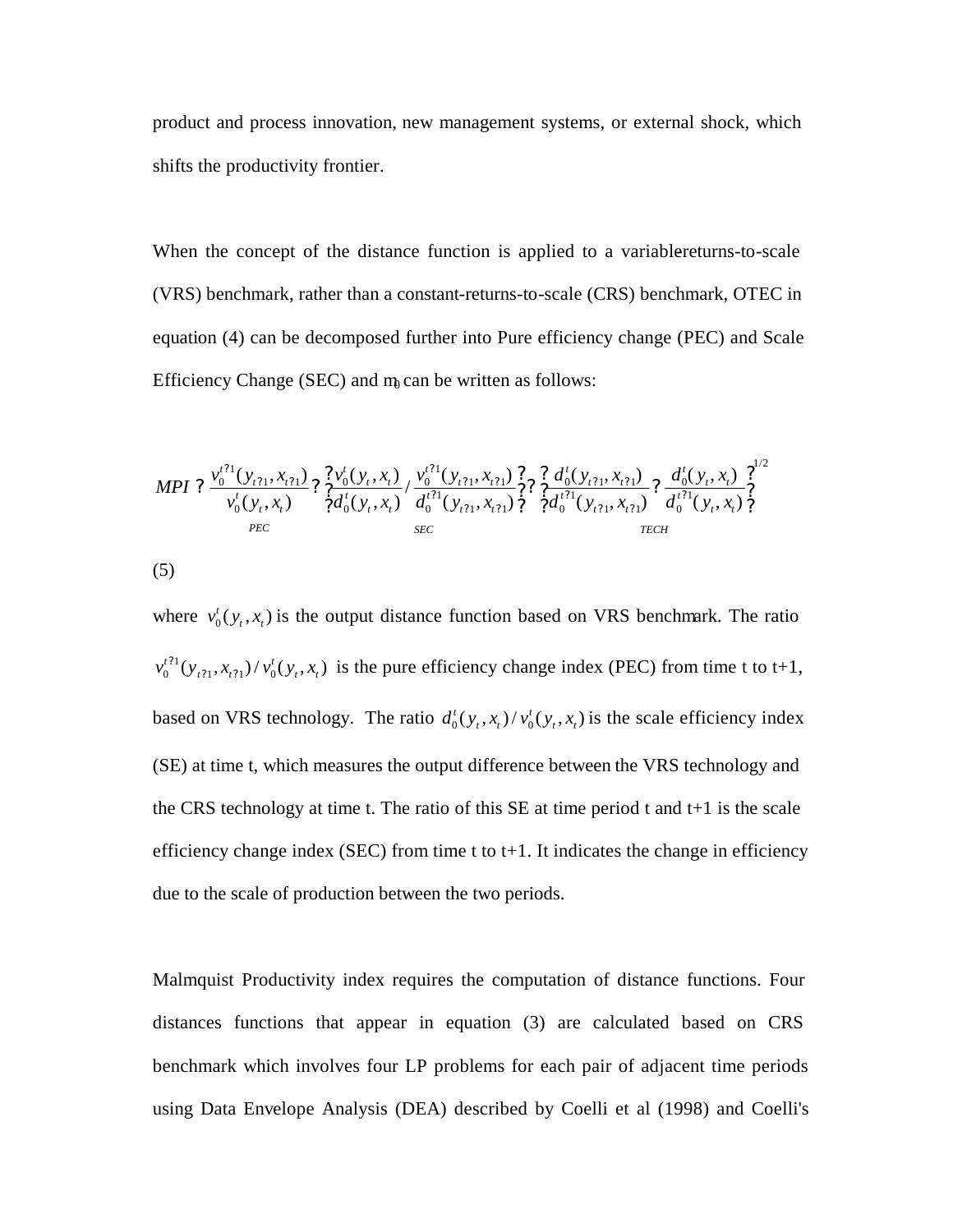product and process innovation, new management systems, or external shock, which shifts the productivity frontier.

When the concept of the distance function is applied to a variable returns-to-scale (VRS) benchmark, rather than a constant-returns-to-scale (CRS) benchmark, OTEC in equation (4) can be decomposed further into Pure efficiency change (PEC) and Scale Efficiency Change (SEC) and $m_0$ can be written as follows:

$$MPI = \underbrace{\frac{v_0^{t+1}(y_{t+1}, x_{t+1})}{v_0^{t}(y_t, x_t)}}_{PEC} \times \underbrace{\left[\frac{v_0^{t}(y_t, x_t)}{d_0^{t}(y_t, x_t)} / \frac{v_0^{t+1}(y_{t+1}, x_{t+1})}{d_0^{t+1}(y_{t+1}, x_{t+1})}\right]}_{SEC} \times \underbrace{\left[\frac{d_0^{t}(y_{t+1}, x_{t+1})}{d_0^{t+1}(y_{t+1}, x_{t+1})} \times \frac{d_0^{t}(y_t, x_t)}{d_0^{t+1}(y_t, x_t)}\right]^{1/2}}_{TECH}$$

(5)

where $v_0^t(y_t, x_t)$ is the output distance function based on VRS benchmark. The ratio $v_0^{t+1}(y_{t+1}, x_{t+1}) / v_0^t(y_t, x_t)$ is the pure efficiency change index (PEC) from time t to t+1, based on VRS technology. The ratio $d_0^t(y_t, x_t) / v_0^t(y_t, x_t)$ is the scale efficiency index (SE) at time t, which measures the output difference between the VRS technology and the CRS technology at time t. The ratio of this SE at time period t and t+1 is the scale efficiency change index (SEC) from time t to t+1. It indicates the change in efficiency due to the scale of production between the two periods.

Malmquist Productivity index requires the computation of distance functions. Four distances functions that appear in equation (3) are calculated based on CRS benchmark which involves four LP problems for each pair of adjacent time periods using Data Envelope Analysis (DEA) described by Coelli et al (1998) and Coelli's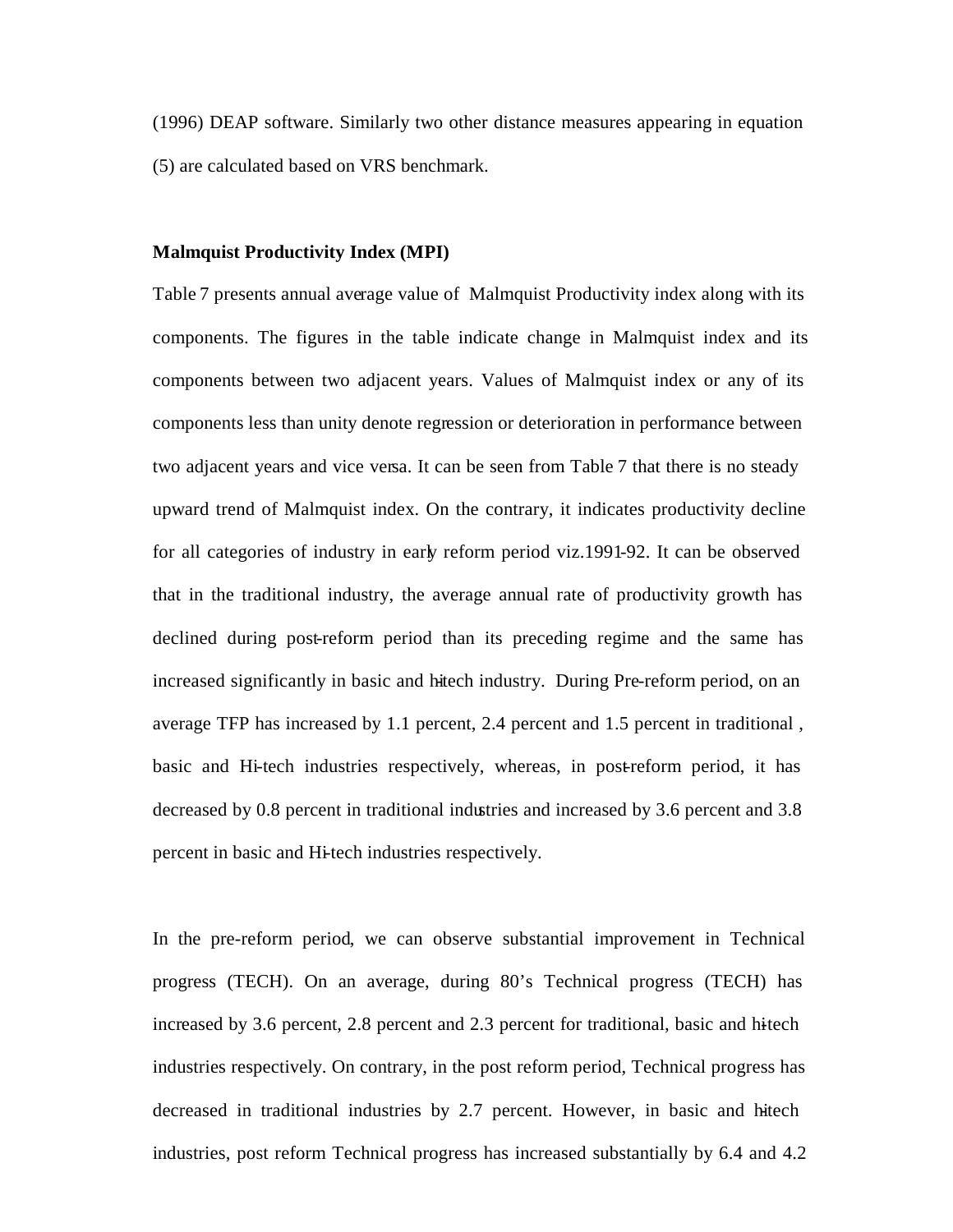(1996) DEAP software. Similarly two other distance measures appearing in equation (5) are calculated based on VRS benchmark.

**Malmquist Productivity Index (MPI)**

Table 7 presents annual average value of Malmquist Productivity index along with its components. The figures in the table indicate change in Malmquist index and its components between two adjacent years. Values of Malmquist index or any of its components less than unity denote regression or deterioration in performance between two adjacent years and vice versa. It can be seen from Table 7 that there is no steady upward trend of Malmquist index. On the contrary, it indicates productivity decline for all categories of industry in early reform period viz.1991-92. It can be observed that in the traditional industry, the average annual rate of productivity growth has declined during post-reform period than its preceding regime and the same has increased significantly in basic and hi-tech industry. During Pre-reform period, on an average TFP has increased by 1.1 percent, 2.4 percent and 1.5 percent in traditional , basic and Hi-tech industries respectively, whereas, in post-reform period, it has decreased by 0.8 percent in traditional industries and increased by 3.6 percent and 3.8 percent in basic and Hi-tech industries respectively.

In the pre-reform period, we can observe substantial improvement in Technical progress (TECH). On an average, during 80's Technical progress (TECH) has increased by 3.6 percent, 2.8 percent and 2.3 percent for traditional, basic and hi-tech industries respectively. On contrary, in the post reform period, Technical progress has decreased in traditional industries by 2.7 percent. However, in basic and hi-tech industries, post reform Technical progress has increased substantially by 6.4 and 4.2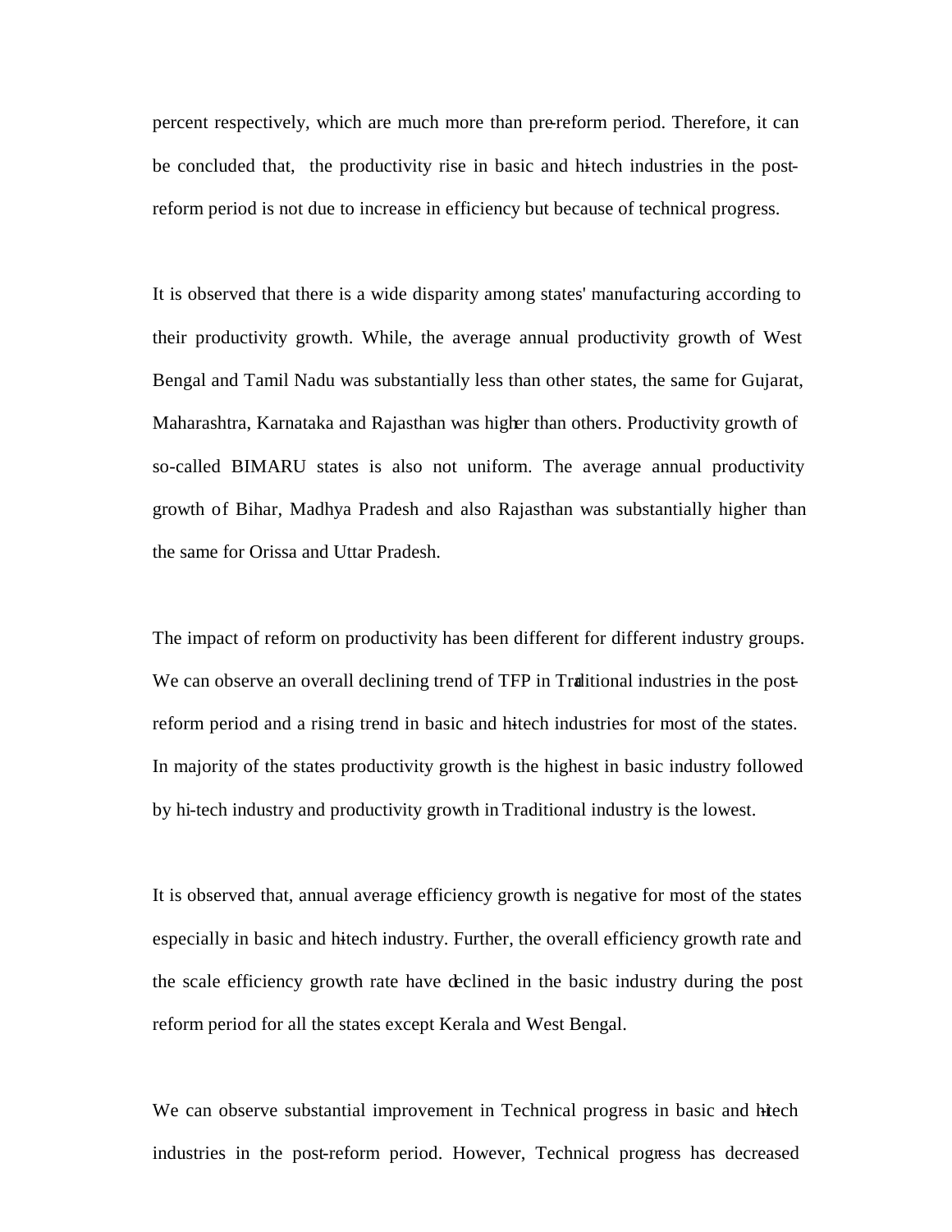percent respectively, which are much more than pre-reform period. Therefore, it can be concluded that, the productivity rise in basic and hi-tech industries in the post-reform period is not due to increase in efficiency but because of technical progress.

It is observed that there is a wide disparity among states' manufacturing according to their productivity growth. While, the average annual productivity growth of West Bengal and Tamil Nadu was substantially less than other states, the same for Gujarat, Maharashtra, Karnataka and Rajasthan was higher than others. Productivity growth of so-called BIMARU states is also not uniform. The average annual productivity growth of Bihar, Madhya Pradesh and also Rajasthan was substantially higher than the same for Orissa and Uttar Pradesh.

The impact of reform on productivity has been different for different industry groups. We can observe an overall declining trend of TFP in Traditional industries in the post-reform period and a rising trend in basic and hi-tech industries for most of the states. In majority of the states productivity growth is the highest in basic industry followed by hi-tech industry and productivity growth in Traditional industry is the lowest.

It is observed that, annual average efficiency growth is negative for most of the states especially in basic and hi-tech industry. Further, the overall efficiency growth rate and the scale efficiency growth rate have declined in the basic industry during the post reform period for all the states except Kerala and West Bengal.

We can observe substantial improvement in Technical progress in basic and hi-tech industries in the post-reform period. However, Technical progress has decreased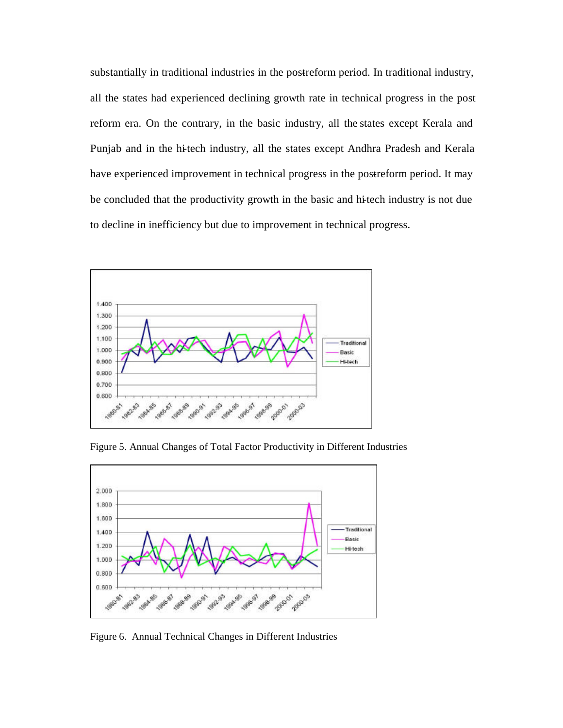substantially in traditional industries in the post-reform period. In traditional industry, all the states had experienced declining growth rate in technical progress in the post reform era. On the contrary, in the basic industry, all the states except Kerala and Punjab and in the hi-tech industry, all the states except Andhra Pradesh and Kerala have experienced improvement in technical progress in the post-reform period. It may be concluded that the productivity growth in the basic and hi-tech industry is not due to decline in inefficiency but due to improvement in technical progress.

Figure 5. Annual Changes of Total Factor Productivity in Different Industries

Figure 6. Annual Technical Changes in Different Industries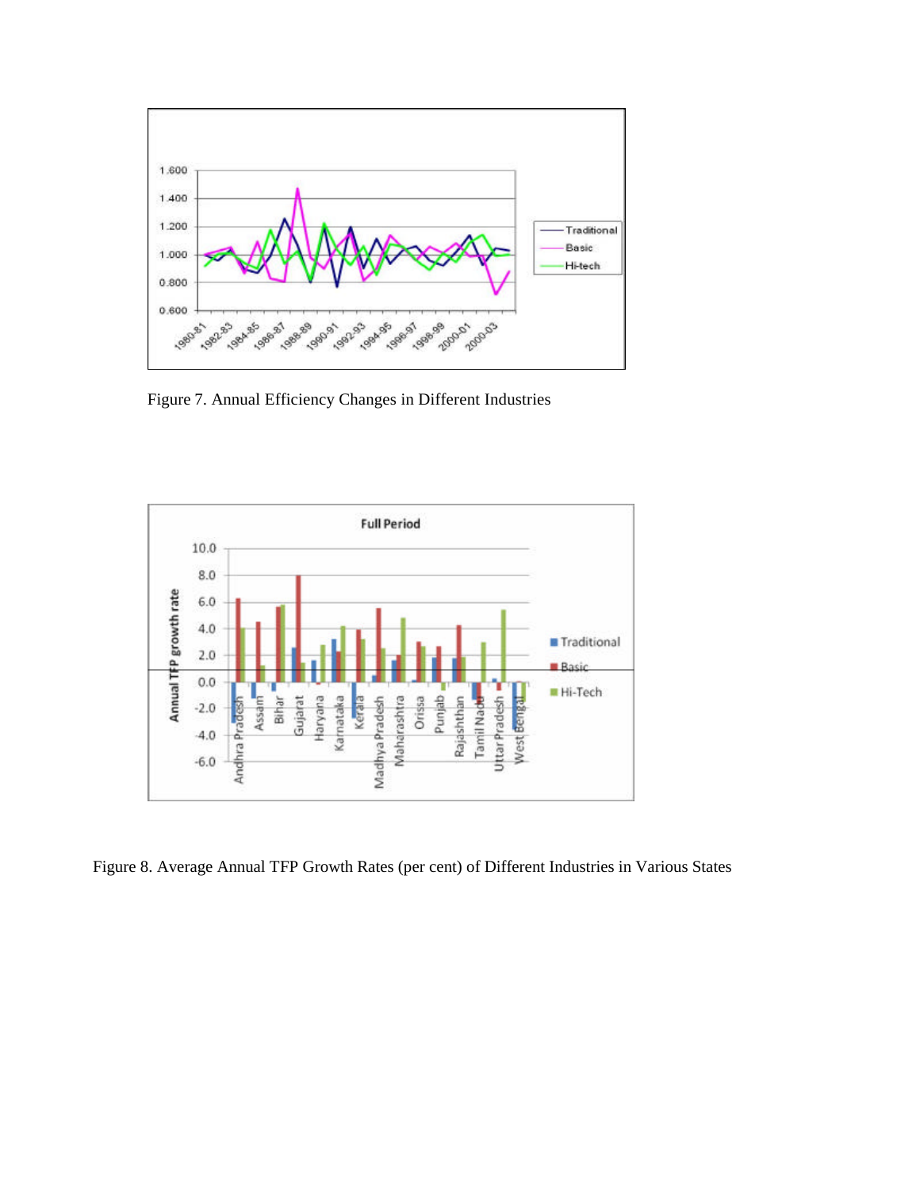Figure 7. Annual Efficiency Changes in Different Industries

Figure 8. Average Annual TFP Growth Rates (per cent) of Different Industries in Various States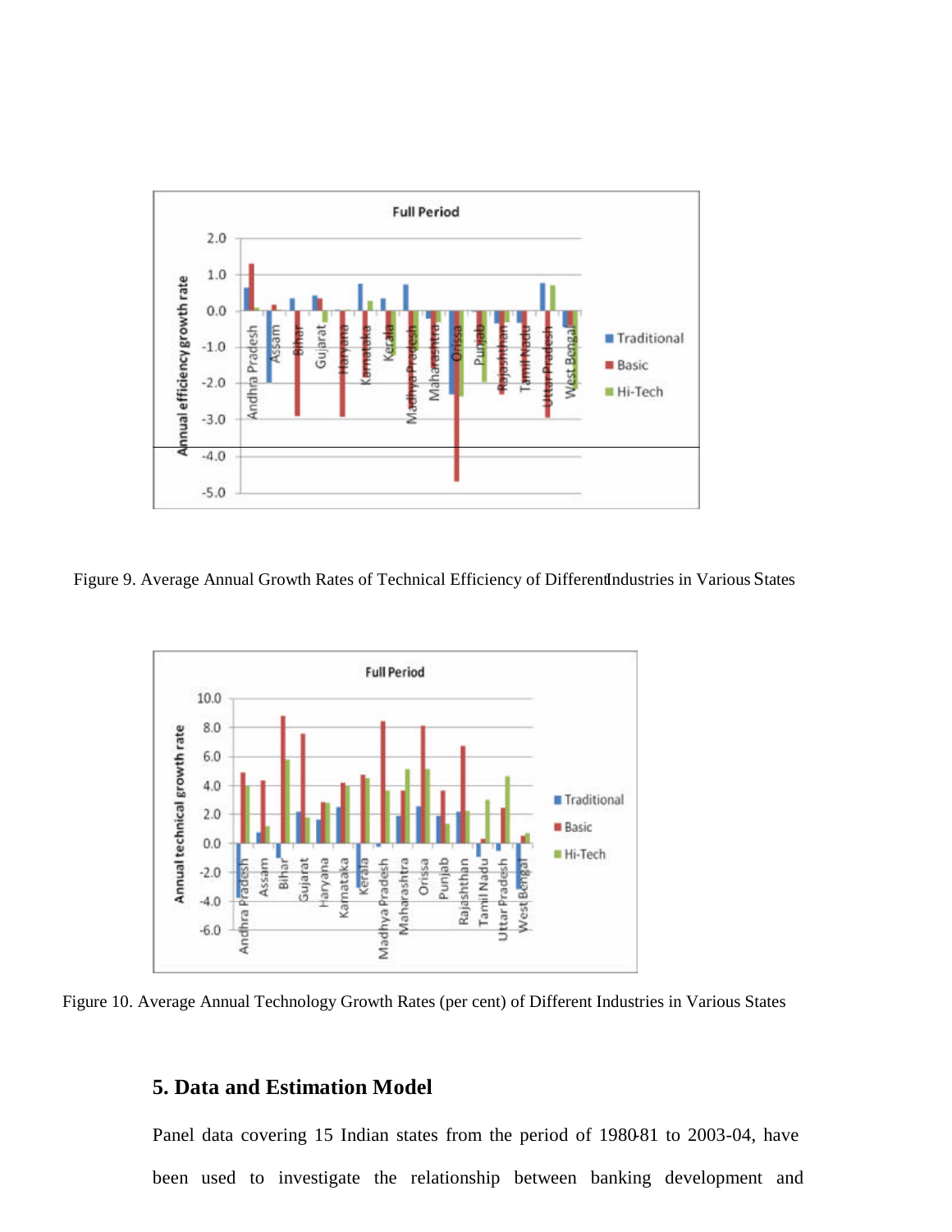Figure 9. Average Annual Growth Rates of Technical Efficiency of Different Industries in Various States

Figure 10. Average Annual Technology Growth Rates (per cent) of Different Industries in Various States

## 5. Data and Estimation Model

Panel data covering 15 Indian states from the period of 1980-81 to 2003-04, have been used to investigate the relationship between banking development and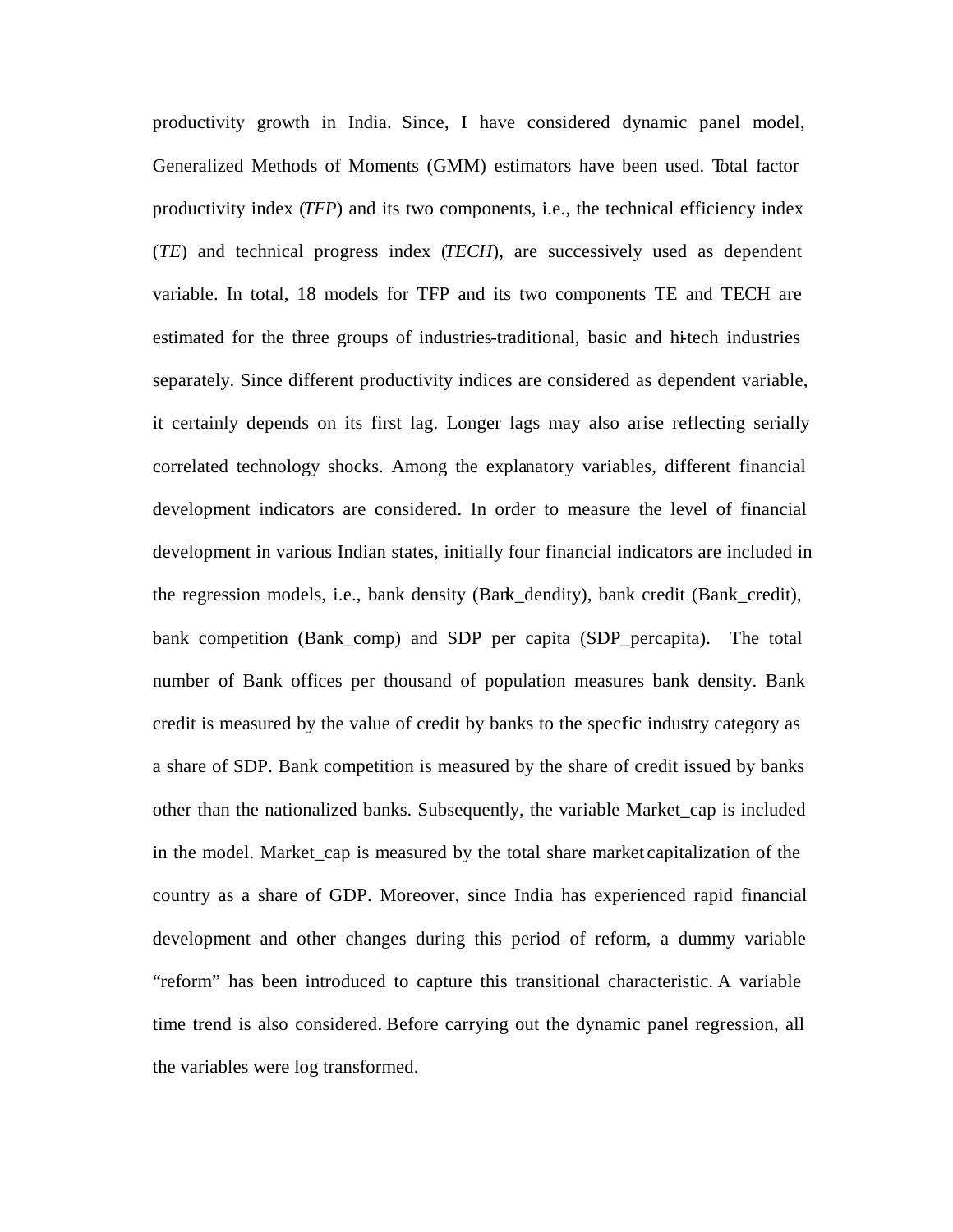productivity growth in India. Since, I have considered dynamic panel model, Generalized Methods of Moments (GMM) estimators have been used. Total factor productivity index (*TFP*) and its two components, i.e., the technical efficiency index (*TE*) and technical progress index (*TECH*), are successively used as dependent variable. In total, 18 models for TFP and its two components TE and TECH are estimated for the three groups of industries-traditional, basic and hi-tech industries separately. Since different productivity indices are considered as dependent variable, it certainly depends on its first lag. Longer lags may also arise reflecting serially correlated technology shocks. Among the explanatory variables, different financial development indicators are considered. In order to measure the level of financial development in various Indian states, initially four financial indicators are included in the regression models, i.e., bank density (Bank_dendity), bank credit (Bank_credit), bank competition (Bank_comp) and SDP per capita (SDP_percapita). The total number of Bank offices per thousand of population measures bank density. Bank credit is measured by the value of credit by banks to the specific industry category as a share of SDP. Bank competition is measured by the share of credit issued by banks other than the nationalized banks. Subsequently, the variable Market_cap is included in the model. Market_cap is measured by the total share market capitalization of the country as a share of GDP. Moreover, since India has experienced rapid financial development and other changes during this period of reform, a dummy variable "reform" has been introduced to capture this transitional characteristic. A variable time trend is also considered. Before carrying out the dynamic panel regression, all the variables were log transformed.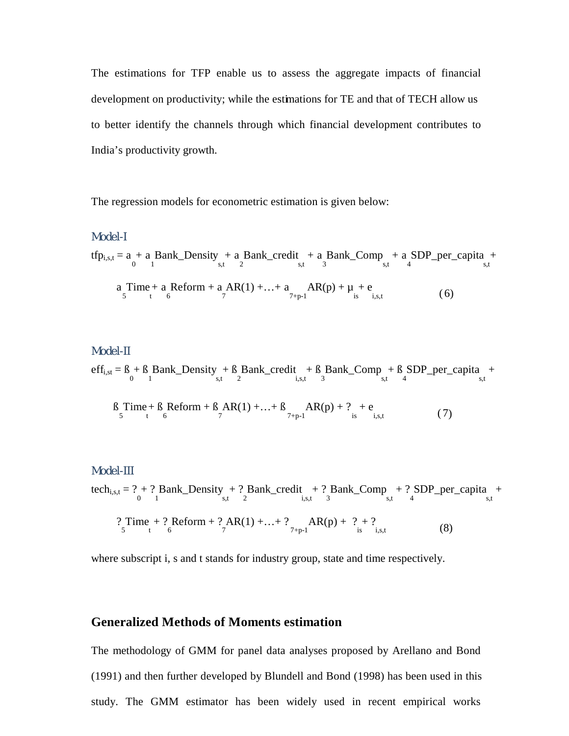The estimations for TFP enable us to assess the aggregate impacts of financial development on productivity; while the estimations for TE and that of TECH allow us to better identify the channels through which financial development contributes to India's productivity growth.

The regression models for econometric estimation is given below:

### Model-I

$$tfp_{i,s,t} = a_0 + a_1 Bank\_Density_{s,t} + a_2 Bank\_credit_{s,t} + a_3 Bank\_Comp_{s,t} + a_4 SDP\_per\_capita_{s,t} + a_5 Time_t + a_6 Reform + a_7 AR(1) + \ldots + a_{7+p-1} AR(p) + \mu_{is} + e_{i,s,t} \quad (6)$$

### Model-II

$$eff_{i,st} = ß_0 + ß_1 Bank\_Density_{s,t} + ß_2 Bank\_credit_{i,s,t} + ß_3 Bank\_Comp_{s,t} + ß_4 SDP\_per\_capita_{s,t} + ß_5 Time_t + ß_6 Reform + ß_7 AR(1) + \ldots + ß_{7+p-1} AR(p) + ?_{is} + e_{i,s,t} \quad (7)$$

### Model-III

$$tech_{i,s,t} = ?_0 + ?_1 Bank\_Density_{s,t} + ?_2 Bank\_credit_{i,s,t} + ?_3 Bank\_Comp_{s,t} + ?_4 SDP\_per\_capita_{s,t} + ?_5 Time_t + ?_6 Reform + ?_7 AR(1) + \ldots + ?_{7+p-1} AR(p) + ?_{is} + ?_{i,s,t} \quad (8)$$

where subscript i, s and t stands for industry group, state and time respectively.

## Generalized Methods of Moments estimation

The methodology of GMM for panel data analyses proposed by Arellano and Bond (1991) and then further developed by Blundell and Bond (1998) has been used in this study. The GMM estimator has been widely used in recent empirical works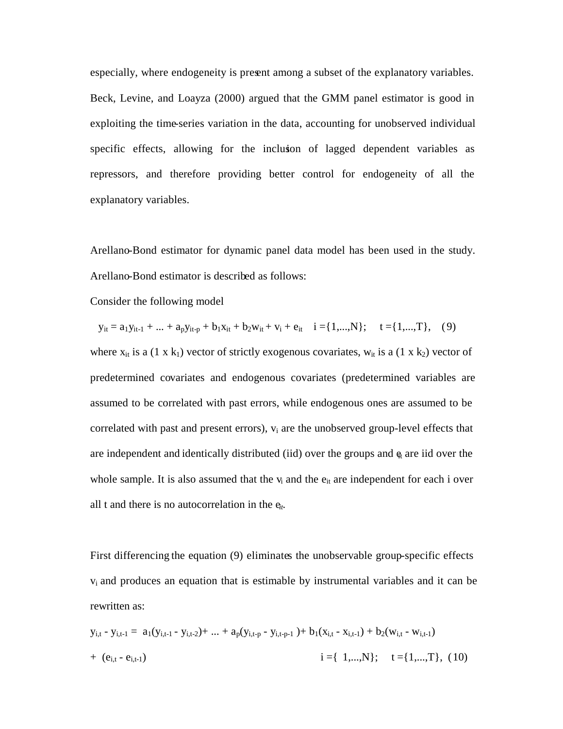especially, where endogeneity is present among a subset of the explanatory variables. Beck, Levine, and Loayza (2000) argued that the GMM panel estimator is good in exploiting the time-series variation in the data, accounting for unobserved individual specific effects, allowing for the inclusion of lagged dependent variables as repressors, and therefore providing better control for endogeneity of all the explanatory variables.

Arellano-Bond estimator for dynamic panel data model has been used in the study. Arellano-Bond estimator is described as follows:

Consider the following model

$$y_{it} = a_1 y_{it-1} + ... + a_p y_{it-p} + b_1 x_{it} + b_2 w_{it} + v_i + e_{it} \quad i = \{1,...,N\}; \quad t = \{1,...,T\}, \quad (9)$$

where $x_{it}$ is a (1 x $k_1$) vector of strictly exogenous covariates, $w_{it}$ is a (1 x $k_2$) vector of predetermined covariates and endogenous covariates (predetermined variables are assumed to be correlated with past errors, while endogenous ones are assumed to be correlated with past and present errors), $v_i$ are the unobserved group-level effects that are independent and identically distributed (iid) over the groups and $e_{it}$ are iid over the whole sample. It is also assumed that the $v_i$ and the $e_{it}$ are independent for each i over all t and there is no autocorrelation in the $e_{it}$.

First differencing the equation (9) eliminates the unobservable group-specific effects $v_i$ and produces an equation that is estimable by instrumental variables and it can be rewritten as:

$$y_{i,t} - y_{i,t-1} = a_1(y_{i,t-1} - y_{i,t-2}) + ... + a_p(y_{i,t-p} - y_{i,t-p-1}) + b_1(x_{i,t} - x_{i,t-1}) + b_2(w_{i,t} - w_{i,t-1})$$
$$+ (e_{i,t} - e_{i,t-1}) \quad i = \{1,...,N\}; \quad t = \{1,...,T\}, \quad (10)$$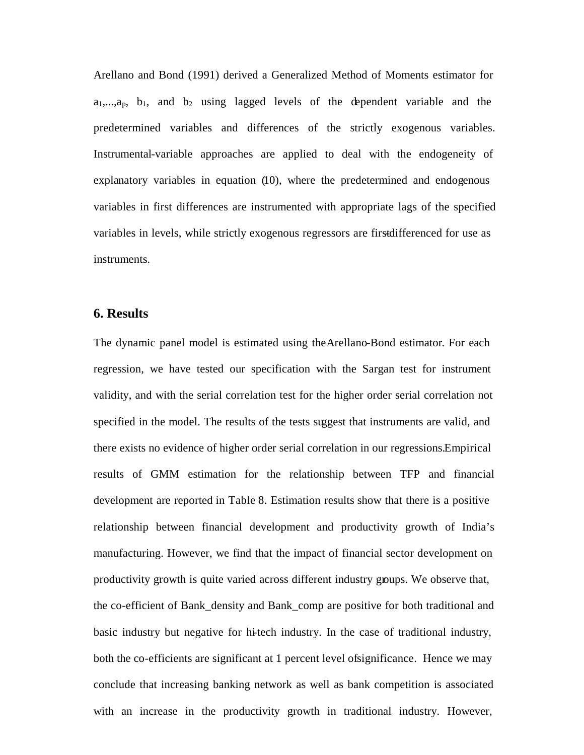Arellano and Bond (1991) derived a Generalized Method of Moments estimator for $a_1,...,a_p$, $b_1$, and $b_2$ using lagged levels of the dependent variable and the predetermined variables and differences of the strictly exogenous variables. Instrumental-variable approaches are applied to deal with the endogeneity of explanatory variables in equation (10), where the predetermined and endogenous variables in first differences are instrumented with appropriate lags of the specified variables in levels, while strictly exogenous regressors are first-differenced for use as instruments.

## 6. Results

The dynamic panel model is estimated using the Arellano-Bond estimator. For each regression, we have tested our specification with the Sargan test for instrument validity, and with the serial correlation test for the higher order serial correlation not specified in the model. The results of the tests suggest that instruments are valid, and there exists no evidence of higher order serial correlation in our regressions. Empirical results of GMM estimation for the relationship between TFP and financial development are reported in Table 8. Estimation results show that there is a positive relationship between financial development and productivity growth of India's manufacturing. However, we find that the impact of financial sector development on productivity growth is quite varied across different industry groups. We observe that, the co-efficient of Bank_density and Bank_comp are positive for both traditional and basic industry but negative for hi-tech industry. In the case of traditional industry, both the co-efficients are significant at 1 percent level of significance. Hence we may conclude that increasing banking network as well as bank competition is associated with an increase in the productivity growth in traditional industry. However,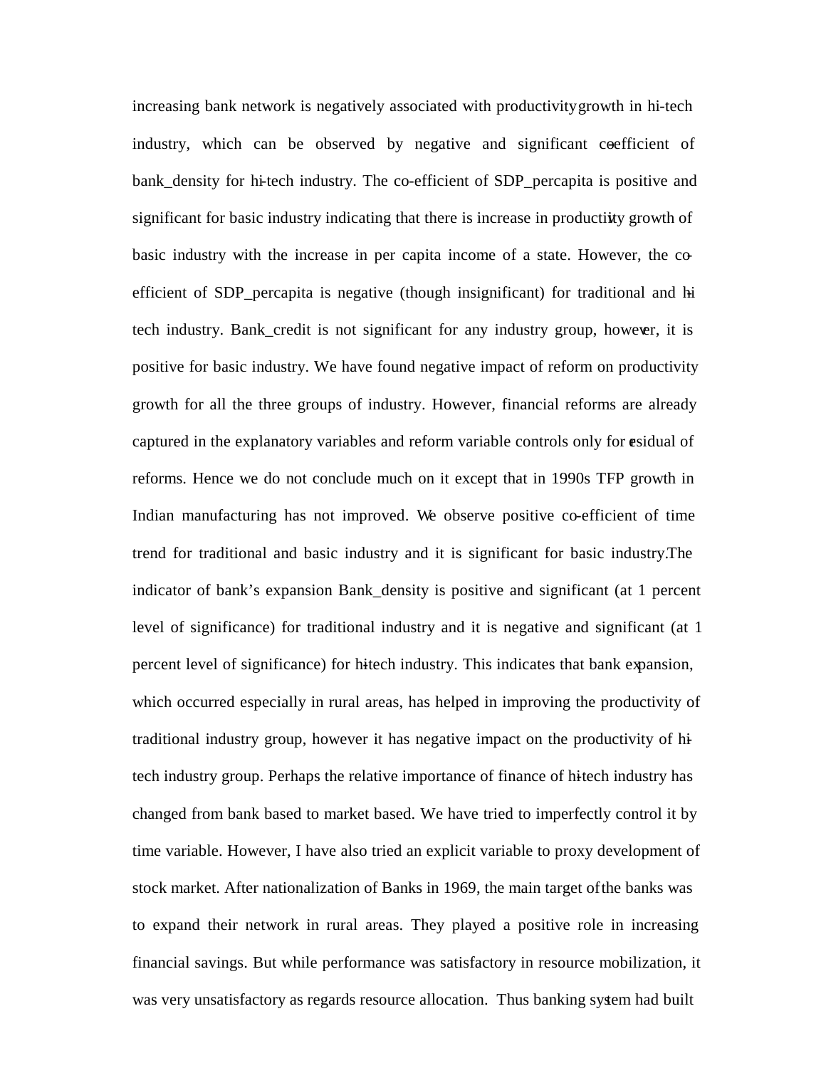increasing bank network is negatively associated with productivity growth in hi-tech industry, which can be observed by negative and significant co-efficient of bank_density for hi-tech industry. The co-efficient of SDP_percapita is positive and significant for basic industry indicating that there is increase in productivity growth of basic industry with the increase in per capita income of a state. However, the co-efficient of SDP_percapita is negative (though insignificant) for traditional and hi-tech industry. Bank_credit is not significant for any industry group, however, it is positive for basic industry. We have found negative impact of reform on productivity growth for all the three groups of industry. However, financial reforms are already captured in the explanatory variables and reform variable controls only for residual of reforms. Hence we do not conclude much on it except that in 1990s TFP growth in Indian manufacturing has not improved. We observe positive co-efficient of time trend for traditional and basic industry and it is significant for basic industry. The indicator of bank's expansion Bank_density is positive and significant (at 1 percent level of significance) for traditional industry and it is negative and significant (at 1 percent level of significance) for hi-tech industry. This indicates that bank expansion, which occurred especially in rural areas, has helped in improving the productivity of traditional industry group, however it has negative impact on the productivity of hi-tech industry group. Perhaps the relative importance of finance of hi-tech industry has changed from bank based to market based. We have tried to imperfectly control it by time variable. However, I have also tried an explicit variable to proxy development of stock market. After nationalization of Banks in 1969, the main target of the banks was to expand their network in rural areas. They played a positive role in increasing financial savings. But while performance was satisfactory in resource mobilization, it was very unsatisfactory as regards resource allocation. Thus banking system had built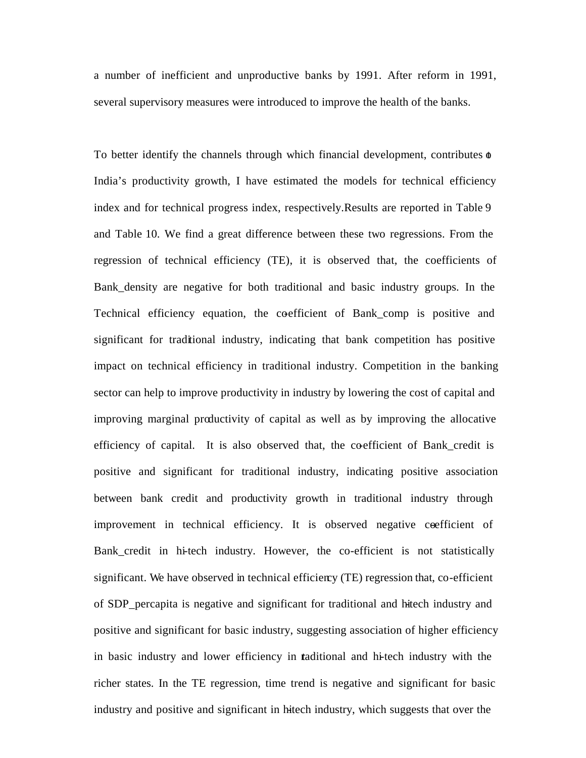a number of inefficient and unproductive banks by 1991. After reform in 1991, several supervisory measures were introduced to improve the health of the banks.

To better identify the channels through which financial development, contributes to India's productivity growth, I have estimated the models for technical efficiency index and for technical progress index, respectively.Results are reported in Table 9 and Table 10. We find a great difference between these two regressions. From the regression of technical efficiency (TE), it is observed that, the coefficients of Bank_density are negative for both traditional and basic industry groups. In the Technical efficiency equation, the co-efficient of Bank_comp is positive and significant for traditional industry, indicating that bank competition has positive impact on technical efficiency in traditional industry. Competition in the banking sector can help to improve productivity in industry by lowering the cost of capital and improving marginal productivity of capital as well as by improving the allocative efficiency of capital. It is also observed that, the co-efficient of Bank_credit is positive and significant for traditional industry, indicating positive association between bank credit and productivity growth in traditional industry through improvement in technical efficiency. It is observed negative co-efficient of Bank_credit in hi-tech industry. However, the co-efficient is not statistically significant. We have observed in technical efficiency (TE) regression that, co-efficient of SDP_percapita is negative and significant for traditional and hi-tech industry and positive and significant for basic industry, suggesting association of higher efficiency in basic industry and lower efficiency in traditional and hi-tech industry with the richer states. In the TE regression, time trend is negative and significant for basic industry and positive and significant in hi-tech industry, which suggests that over the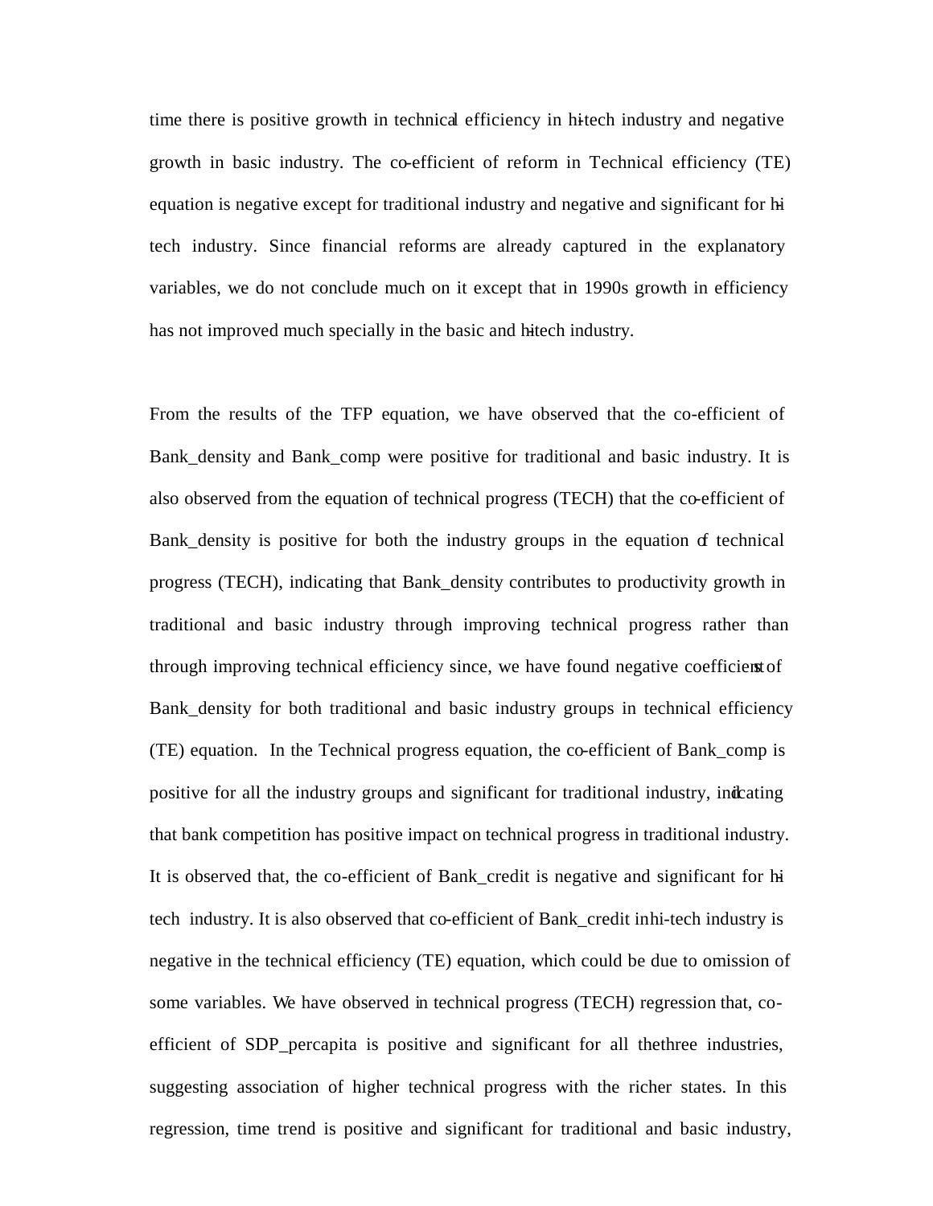time there is positive growth in technical efficiency in hi-tech industry and negative growth in basic industry. The co-efficient of reform in Technical efficiency (TE) equation is negative except for traditional industry and negative and significant for hi-tech industry. Since financial reforms are already captured in the explanatory variables, we do not conclude much on it except that in 1990s growth in efficiency has not improved much specially in the basic and hi-tech industry.

From the results of the TFP equation, we have observed that the co-efficient of Bank_density and Bank_comp were positive for traditional and basic industry. It is also observed from the equation of technical progress (TECH) that the co-efficient of Bank_density is positive for both the industry groups in the equation of technical progress (TECH), indicating that Bank_density contributes to productivity growth in traditional and basic industry through improving technical progress rather than through improving technical efficiency since, we have found negative coefficient of Bank_density for both traditional and basic industry groups in technical efficiency (TE) equation. In the Technical progress equation, the co-efficient of Bank_comp is positive for all the industry groups and significant for traditional industry, indicating that bank competition has positive impact on technical progress in traditional industry. It is observed that, the co-efficient of Bank_credit is negative and significant for hi-tech industry. It is also observed that co-efficient of Bank_credit in hi-tech industry is negative in the technical efficiency (TE) equation, which could be due to omission of some variables. We have observed in technical progress (TECH) regression that, co-efficient of SDP_percapita is positive and significant for all the three industries, suggesting association of higher technical progress with the richer states. In this regression, time trend is positive and significant for traditional and basic industry,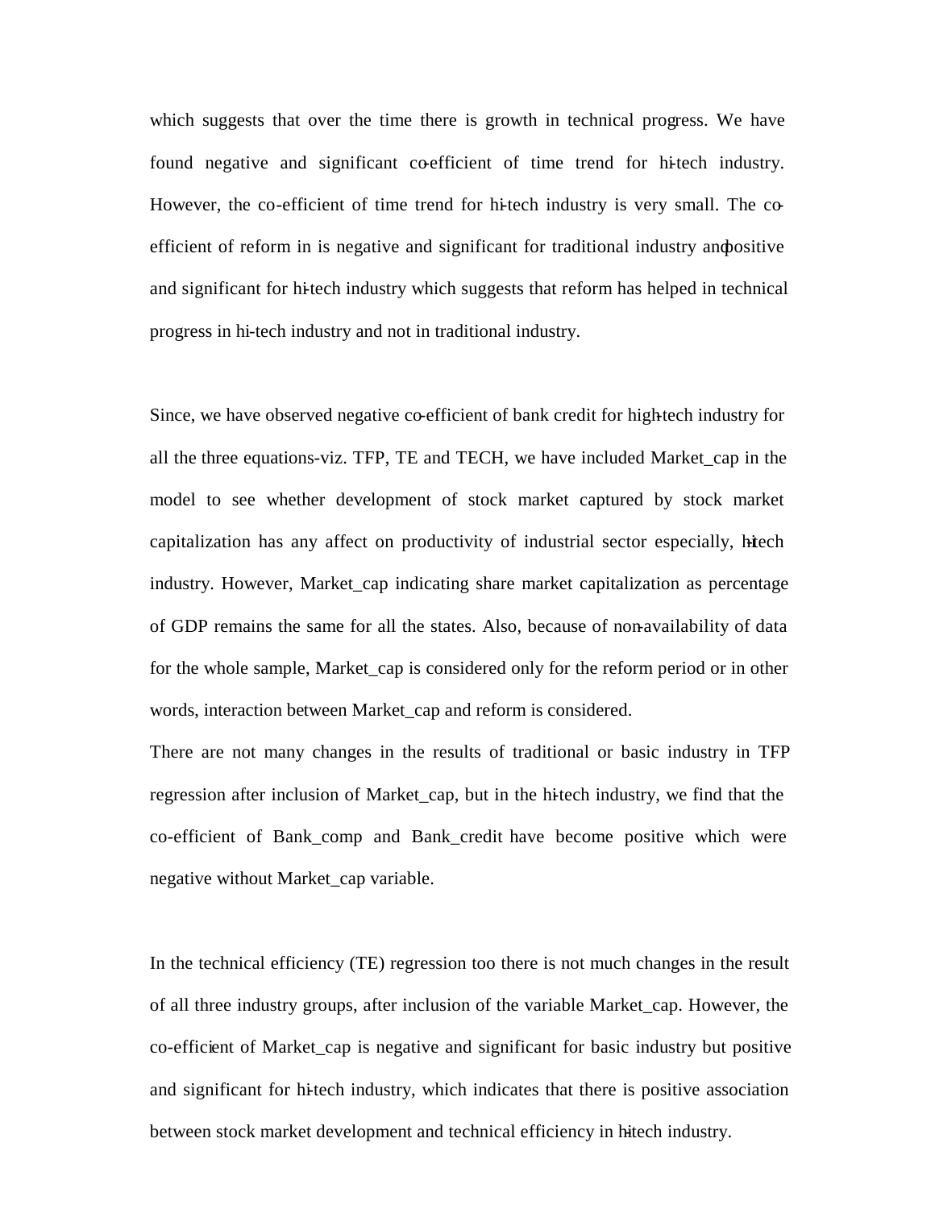which suggests that over the time there is growth in technical progress. We have found negative and significant co-efficient of time trend for hi-tech industry. However, the co-efficient of time trend for hi-tech industry is very small. The co-efficient of reform in is negative and significant for traditional industry and positive and significant for hi-tech industry which suggests that reform has helped in technical progress in hi-tech industry and not in traditional industry.

Since, we have observed negative co-efficient of bank credit for high-tech industry for all the three equations-viz. TFP, TE and TECH, we have included Market_cap in the model to see whether development of stock market captured by stock market capitalization has any affect on productivity of industrial sector especially, hi-tech industry. However, Market_cap indicating share market capitalization as percentage of GDP remains the same for all the states. Also, because of non-availability of data for the whole sample, Market_cap is considered only for the reform period or in other words, interaction between Market_cap and reform is considered.

There are not many changes in the results of traditional or basic industry in TFP regression after inclusion of Market_cap, but in the hi-tech industry, we find that the co-efficient of Bank_comp and Bank_credit have become positive which were negative without Market_cap variable.

In the technical efficiency (TE) regression too there is not much changes in the result of all three industry groups, after inclusion of the variable Market_cap. However, the co-efficient of Market_cap is negative and significant for basic industry but positive and significant for hi-tech industry, which indicates that there is positive association between stock market development and technical efficiency in hi-tech industry.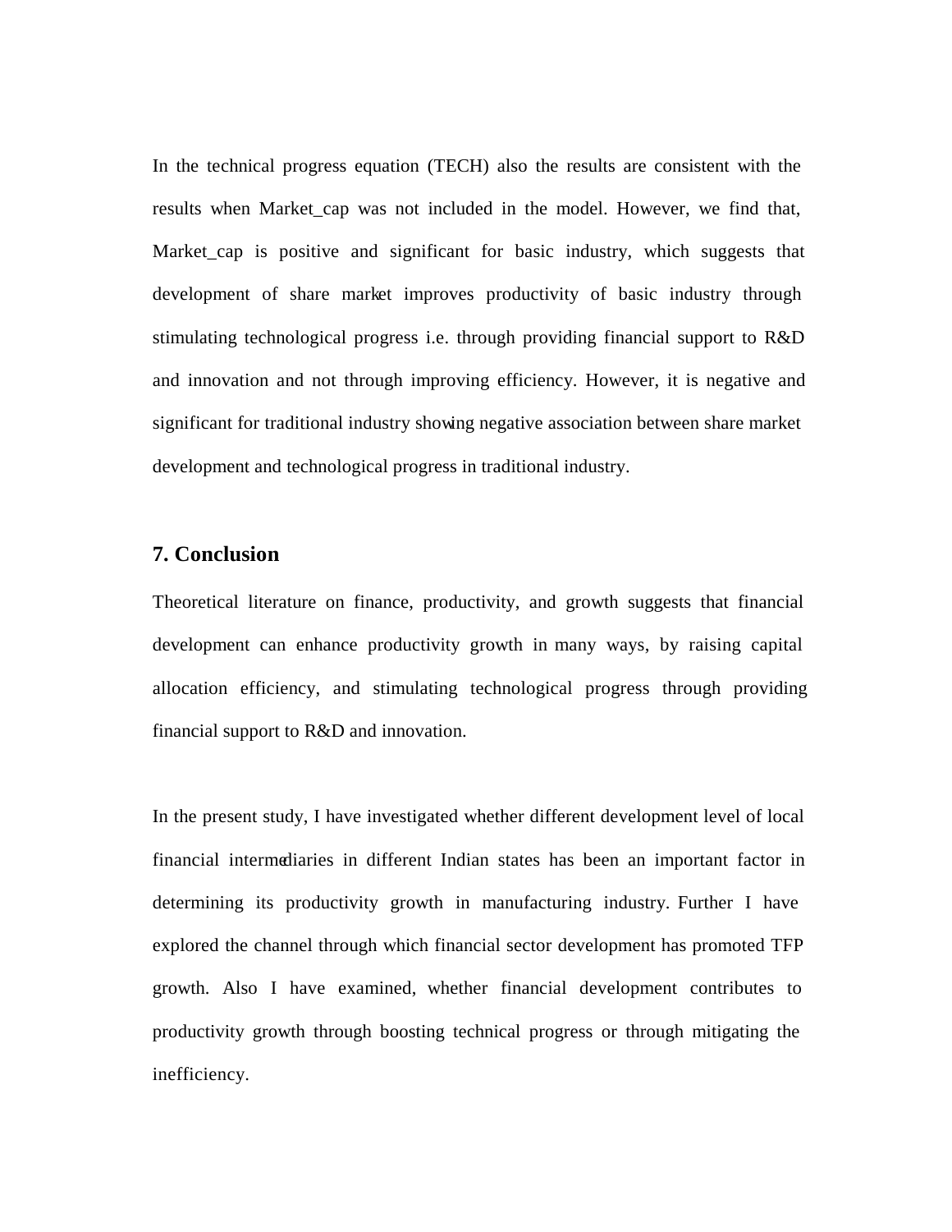In the technical progress equation (TECH) also the results are consistent with the results when Market_cap was not included in the model. However, we find that, Market_cap is positive and significant for basic industry, which suggests that development of share market improves productivity of basic industry through stimulating technological progress i.e. through providing financial support to R&D and innovation and not through improving efficiency. However, it is negative and significant for traditional industry showing negative association between share market development and technological progress in traditional industry.

## 7. Conclusion

Theoretical literature on finance, productivity, and growth suggests that financial development can enhance productivity growth in many ways, by raising capital allocation efficiency, and stimulating technological progress through providing financial support to R&D and innovation.

In the present study, I have investigated whether different development level of local financial intermediaries in different Indian states has been an important factor in determining its productivity growth in manufacturing industry. Further I have explored the channel through which financial sector development has promoted TFP growth. Also I have examined, whether financial development contributes to productivity growth through boosting technical progress or through mitigating the inefficiency.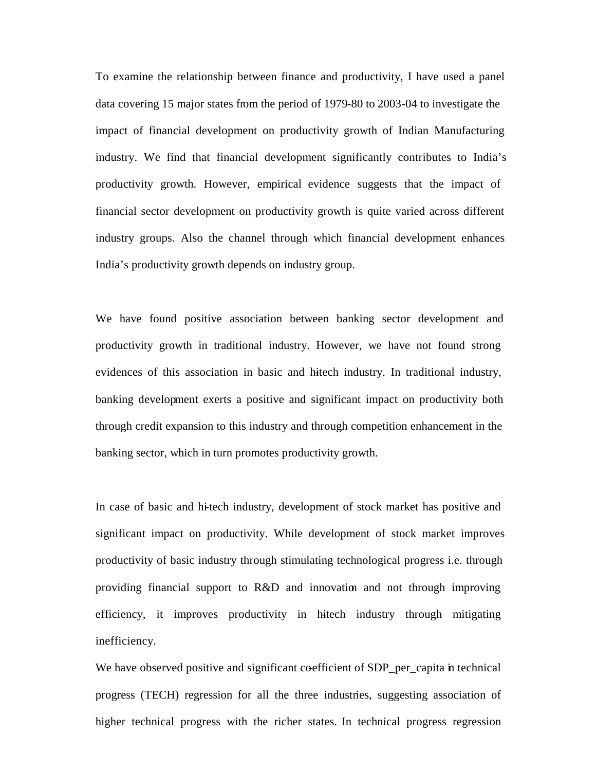To examine the relationship between finance and productivity, I have used a panel data covering 15 major states from the period of 1979-80 to 2003-04 to investigate the impact of financial development on productivity growth of Indian Manufacturing industry. We find that financial development significantly contributes to India's productivity growth. However, empirical evidence suggests that the impact of financial sector development on productivity growth is quite varied across different industry groups. Also the channel through which financial development enhances India's productivity growth depends on industry group.

We have found positive association between banking sector development and productivity growth in traditional industry. However, we have not found strong evidences of this association in basic and hi-tech industry. In traditional industry, banking development exerts a positive and significant impact on productivity both through credit expansion to this industry and through competition enhancement in the banking sector, which in turn promotes productivity growth.

In case of basic and hi-tech industry, development of stock market has positive and significant impact on productivity. While development of stock market improves productivity of basic industry through stimulating technological progress i.e. through providing financial support to R&D and innovation and not through improving efficiency, it improves productivity in hi-tech industry through mitigating inefficiency.

We have observed positive and significant co-efficient of SDP_per_capita in technical progress (TECH) regression for all the three industries, suggesting association of higher technical progress with the richer states. In technical progress regression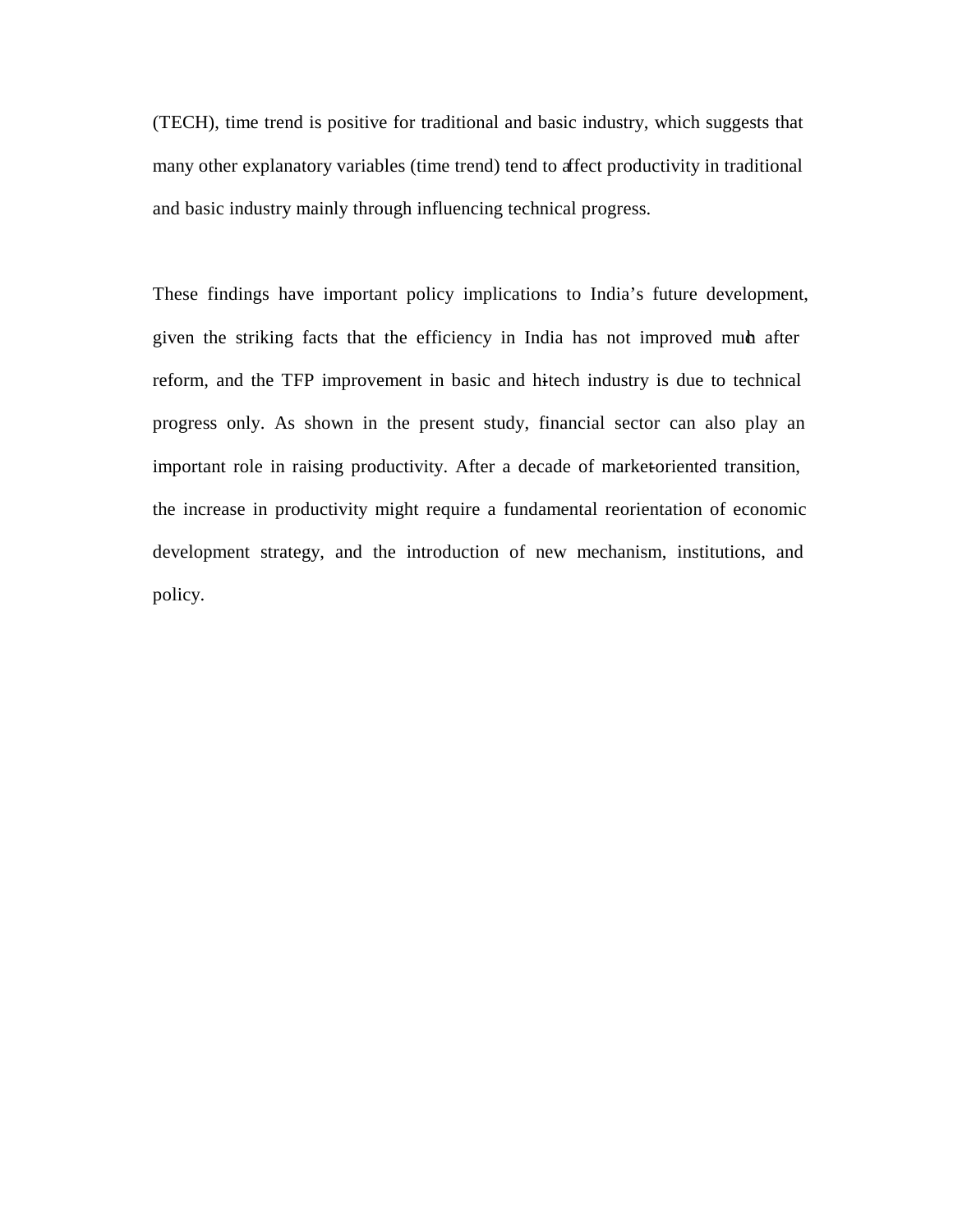(TECH), time trend is positive for traditional and basic industry, which suggests that many other explanatory variables (time trend) tend to affect productivity in traditional and basic industry mainly through influencing technical progress.

These findings have important policy implications to India's future development, given the striking facts that the efficiency in India has not improved much after reform, and the TFP improvement in basic and hi-tech industry is due to technical progress only. As shown in the present study, financial sector can also play an important role in raising productivity. After a decade of market-oriented transition, the increase in productivity might require a fundamental reorientation of economic development strategy, and the introduction of new mechanism, institutions, and policy.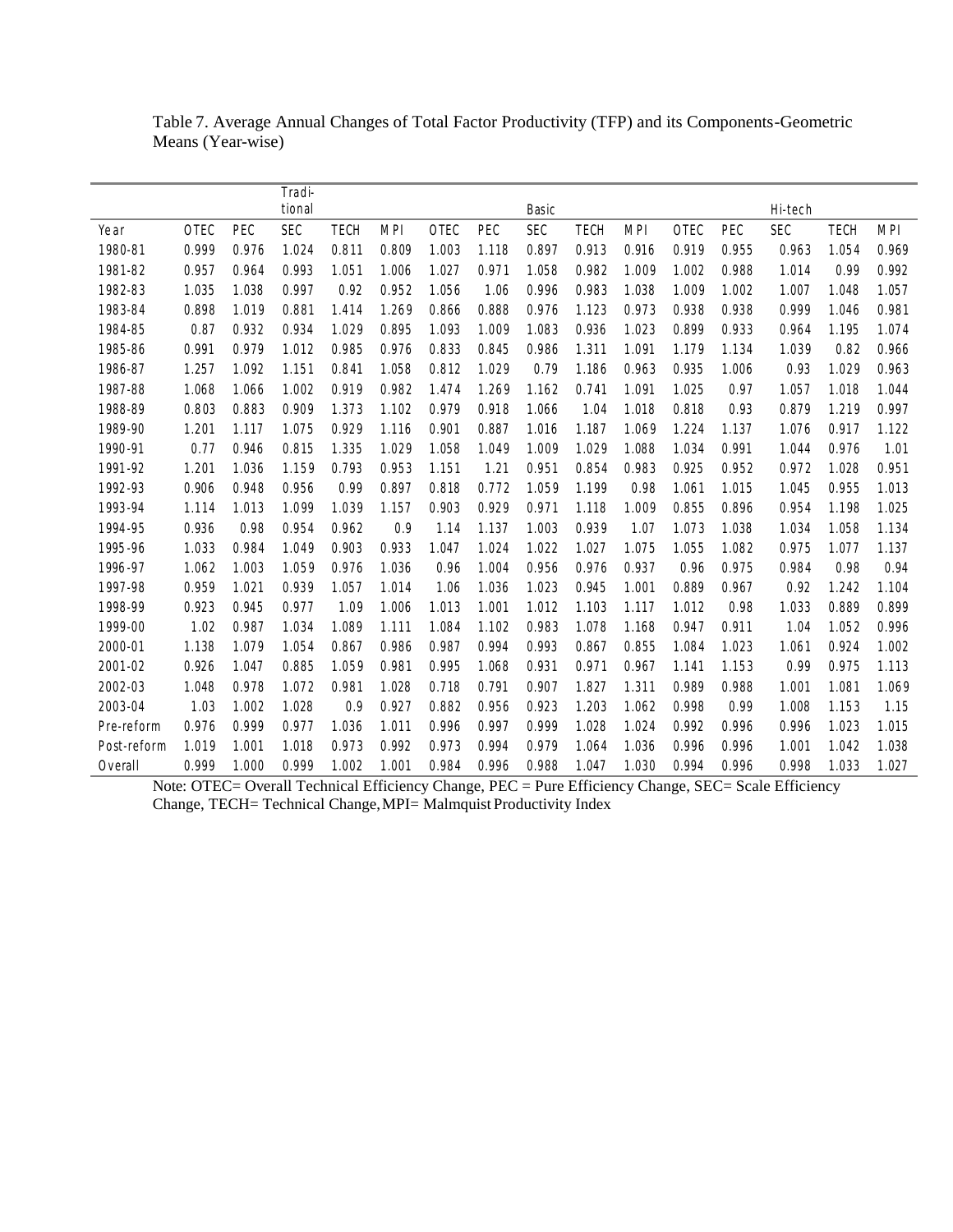Table 7. Average Annual Changes of Total Factor Productivity (TFP) and its Components-Geometric Means (Year-wise)

| | Traditional | | | | | Basic | | | | | Hi-tech | | | | |
|---|---|---|---|---|---|---|---|---|---|---|---|---|---|---|---|
| Year | OTEC | PEC | SEC | TECH | MPI | OTEC | PEC | SEC | TECH | MPI | OTEC | PEC | SEC | TECH | MPI |
| 1980-81 | 0.999 | 0.976 | 1.024 | 0.811 | 0.809 | 1.003 | 1.118 | 0.897 | 0.913 | 0.916 | 0.919 | 0.955 | 0.963 | 1.054 | 0.969 |
| 1981-82 | 0.957 | 0.964 | 0.993 | 1.051 | 1.006 | 1.027 | 0.971 | 1.058 | 0.982 | 1.009 | 1.002 | 0.988 | 1.014 | 0.99 | 0.992 |
| 1982-83 | 1.035 | 1.038 | 0.997 | 0.92 | 0.952 | 1.056 | 1.06 | 0.996 | 0.983 | 1.038 | 1.009 | 1.002 | 1.007 | 1.048 | 1.057 |
| 1983-84 | 0.898 | 1.019 | 0.881 | 1.414 | 1.269 | 0.866 | 0.888 | 0.976 | 1.123 | 0.973 | 0.938 | 0.938 | 0.999 | 1.046 | 0.981 |
| 1984-85 | 0.87 | 0.932 | 0.934 | 1.029 | 0.895 | 1.093 | 1.009 | 1.083 | 0.936 | 1.023 | 0.899 | 0.933 | 0.964 | 1.195 | 1.074 |
| 1985-86 | 0.991 | 0.979 | 1.012 | 0.985 | 0.976 | 0.833 | 0.845 | 0.986 | 1.311 | 1.091 | 1.179 | 1.134 | 1.039 | 0.82 | 0.966 |
| 1986-87 | 1.257 | 1.092 | 1.151 | 0.841 | 1.058 | 0.812 | 1.029 | 0.79 | 1.186 | 0.963 | 0.935 | 1.006 | 0.93 | 1.029 | 0.963 |
| 1987-88 | 1.068 | 1.066 | 1.002 | 0.919 | 0.982 | 1.474 | 1.269 | 1.162 | 0.741 | 1.091 | 1.025 | 0.97 | 1.057 | 1.018 | 1.044 |
| 1988-89 | 0.803 | 0.883 | 0.909 | 1.373 | 1.102 | 0.979 | 0.918 | 1.066 | 1.04 | 1.018 | 0.818 | 0.93 | 0.879 | 1.219 | 0.997 |
| 1989-90 | 1.201 | 1.117 | 1.075 | 0.929 | 1.116 | 0.901 | 0.887 | 1.016 | 1.187 | 1.069 | 1.224 | 1.137 | 1.076 | 0.917 | 1.122 |
| 1990-91 | 0.77 | 0.946 | 0.815 | 1.335 | 1.029 | 1.058 | 1.049 | 1.009 | 1.029 | 1.088 | 1.034 | 0.991 | 1.044 | 0.976 | 1.01 |
| 1991-92 | 1.201 | 1.036 | 1.159 | 0.793 | 0.953 | 1.151 | 1.21 | 0.951 | 0.854 | 0.983 | 0.925 | 0.952 | 0.972 | 1.028 | 0.951 |
| 1992-93 | 0.906 | 0.948 | 0.956 | 0.99 | 0.897 | 0.818 | 0.772 | 1.059 | 1.199 | 0.98 | 1.061 | 1.015 | 1.045 | 0.955 | 1.013 |
| 1993-94 | 1.114 | 1.013 | 1.099 | 1.039 | 1.157 | 0.903 | 0.929 | 0.971 | 1.118 | 1.009 | 0.855 | 0.896 | 0.954 | 1.198 | 1.025 |
| 1994-95 | 0.936 | 0.98 | 0.954 | 0.962 | 0.9 | 1.14 | 1.137 | 1.003 | 0.939 | 1.07 | 1.073 | 1.038 | 1.034 | 1.058 | 1.134 |
| 1995-96 | 1.033 | 0.984 | 1.049 | 0.903 | 0.933 | 1.047 | 1.024 | 1.022 | 1.027 | 1.075 | 1.055 | 1.082 | 0.975 | 1.077 | 1.137 |
| 1996-97 | 1.062 | 1.003 | 1.059 | 0.976 | 1.036 | 0.96 | 1.004 | 0.956 | 0.976 | 0.937 | 0.96 | 0.975 | 0.984 | 0.98 | 0.94 |
| 1997-98 | 0.959 | 1.021 | 0.939 | 1.057 | 1.014 | 1.06 | 1.036 | 1.023 | 0.945 | 1.001 | 0.889 | 0.967 | 0.92 | 1.242 | 1.104 |
| 1998-99 | 0.923 | 0.945 | 0.977 | 1.09 | 1.006 | 1.013 | 1.001 | 1.012 | 1.103 | 1.117 | 1.012 | 0.98 | 1.033 | 0.889 | 0.899 |
| 1999-00 | 1.02 | 0.987 | 1.034 | 1.089 | 1.111 | 1.084 | 1.102 | 0.983 | 1.078 | 1.168 | 0.947 | 0.911 | 1.04 | 1.052 | 0.996 |
| 2000-01 | 1.138 | 1.079 | 1.054 | 0.867 | 0.986 | 0.987 | 0.994 | 0.993 | 0.867 | 0.855 | 1.084 | 1.023 | 1.061 | 0.924 | 1.002 |
| 2001-02 | 0.926 | 1.047 | 0.885 | 1.059 | 0.981 | 0.995 | 1.068 | 0.931 | 0.971 | 0.967 | 1.141 | 1.153 | 0.99 | 0.975 | 1.113 |
| 2002-03 | 1.048 | 0.978 | 1.072 | 0.981 | 1.028 | 0.718 | 0.791 | 0.907 | 1.827 | 1.311 | 0.989 | 0.988 | 1.001 | 1.081 | 1.069 |
| 2003-04 | 1.03 | 1.002 | 1.028 | 0.9 | 0.927 | 0.882 | 0.956 | 0.923 | 1.203 | 1.062 | 0.998 | 0.99 | 1.008 | 1.153 | 1.15 |
| Pre-reform | 0.976 | 0.999 | 0.977 | 1.036 | 1.011 | 0.996 | 0.997 | 0.999 | 1.028 | 1.024 | 0.992 | 0.996 | 0.996 | 1.023 | 1.015 |
| Post-reform | 1.019 | 1.001 | 1.018 | 0.973 | 0.992 | 0.973 | 0.994 | 0.979 | 1.064 | 1.036 | 0.996 | 0.996 | 1.001 | 1.042 | 1.038 |
| Overall | 0.999 | 1.000 | 0.999 | 1.002 | 1.001 | 0.984 | 0.996 | 0.988 | 1.047 | 1.030 | 0.994 | 0.996 | 0.998 | 1.033 | 1.027 |

Note: OTEC= Overall Technical Efficiency Change, PEC = Pure Efficiency Change, SEC= Scale Efficiency Change, TECH= Technical Change, MPI= Malmquist Productivity Index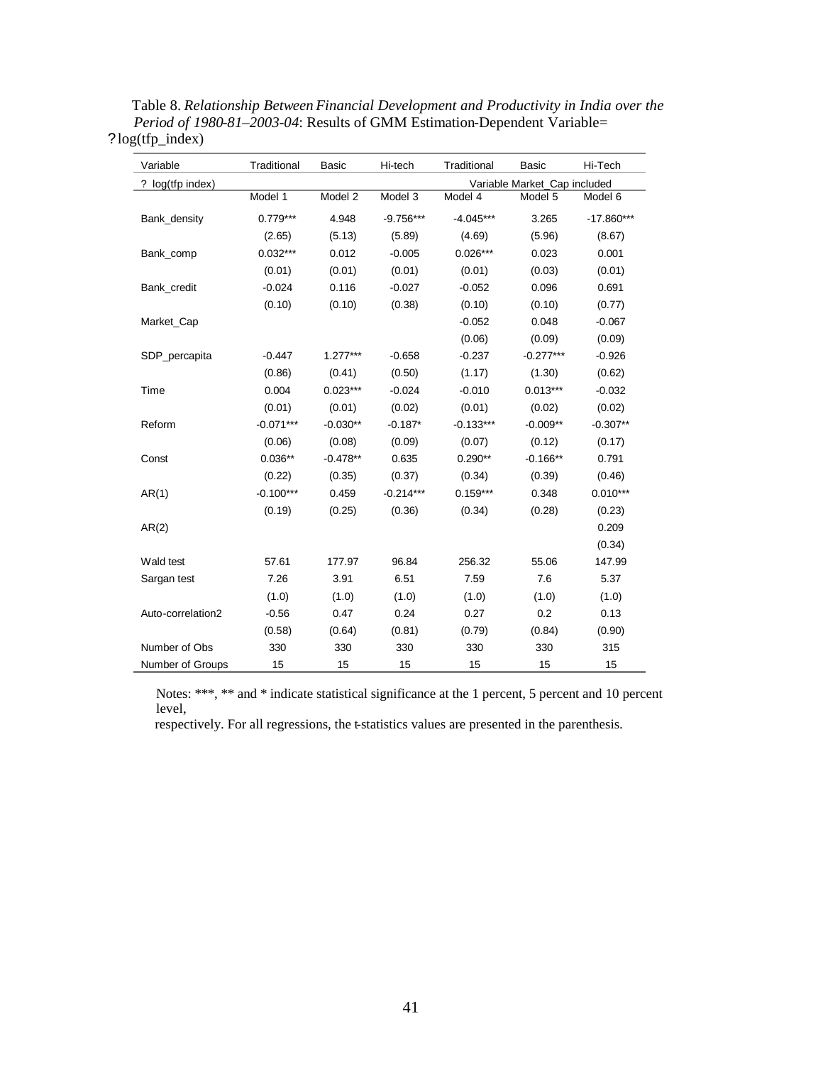Table 8. *Relationship Between Financial Development and Productivity in India over the Period of 1980-81–2003-04*: Results of GMM Estimation-Dependent Variable= ?log(tfp_index)

| Variable | Traditional | Basic | Hi-tech | Traditional | Basic | Hi-Tech |
|---|---|---|---|---|---|---|
| ? log(tfp index) | | | | Variable Market_Cap included | | |
| | Model 1 | Model 2 | Model 3 | Model 4 | Model 5 | Model 6 |
| Bank_density | 0.779*** | 4.948 | -9.756*** | -4.045*** | 3.265 | -17.860*** |
| | (2.65) | (5.13) | (5.89) | (4.69) | (5.96) | (8.67) |
| Bank_comp | 0.032*** | 0.012 | -0.005 | 0.026*** | 0.023 | 0.001 |
| | (0.01) | (0.01) | (0.01) | (0.01) | (0.03) | (0.01) |
| Bank_credit | -0.024 | 0.116 | -0.027 | -0.052 | 0.096 | 0.691 |
| | (0.10) | (0.10) | (0.38) | (0.10) | (0.10) | (0.77) |
| Market_Cap | | | | -0.052 | 0.048 | -0.067 |
| | | | | (0.06) | (0.09) | (0.09) |
| SDP_percapita | -0.447 | 1.277*** | -0.658 | -0.237 | -0.277*** | -0.926 |
| | (0.86) | (0.41) | (0.50) | (1.17) | (1.30) | (0.62) |
| Time | 0.004 | 0.023*** | -0.024 | -0.010 | 0.013*** | -0.032 |
| | (0.01) | (0.01) | (0.02) | (0.01) | (0.02) | (0.02) |
| Reform | -0.071*** | -0.030** | -0.187* | -0.133*** | -0.009** | -0.307** |
| | (0.06) | (0.08) | (0.09) | (0.07) | (0.12) | (0.17) |
| Const | 0.036** | -0.478** | 0.635 | 0.290** | -0.166** | 0.791 |
| | (0.22) | (0.35) | (0.37) | (0.34) | (0.39) | (0.46) |
| AR(1) | -0.100*** | 0.459 | -0.214*** | 0.159*** | 0.348 | 0.010*** |
| | (0.19) | (0.25) | (0.36) | (0.34) | (0.28) | (0.23) |
| AR(2) | | | | | | 0.209 |
| | | | | | | (0.34) |
| Wald test | 57.61 | 177.97 | 96.84 | 256.32 | 55.06 | 147.99 |
| Sargan test | 7.26 | 3.91 | 6.51 | 7.59 | 7.6 | 5.37 |
| | (1.0) | (1.0) | (1.0) | (1.0) | (1.0) | (1.0) |
| Auto-correlation2 | -0.56 | 0.47 | 0.24 | 0.27 | 0.2 | 0.13 |
| | (0.58) | (0.64) | (0.81) | (0.79) | (0.84) | (0.90) |
| Number of Obs | 330 | 330 | 330 | 330 | 330 | 315 |
| Number of Groups | 15 | 15 | 15 | 15 | 15 | 15 |

Notes: ***, ** and * indicate statistical significance at the 1 percent, 5 percent and 10 percent level,
respectively. For all regressions, the t-statistics values are presented in the parenthesis.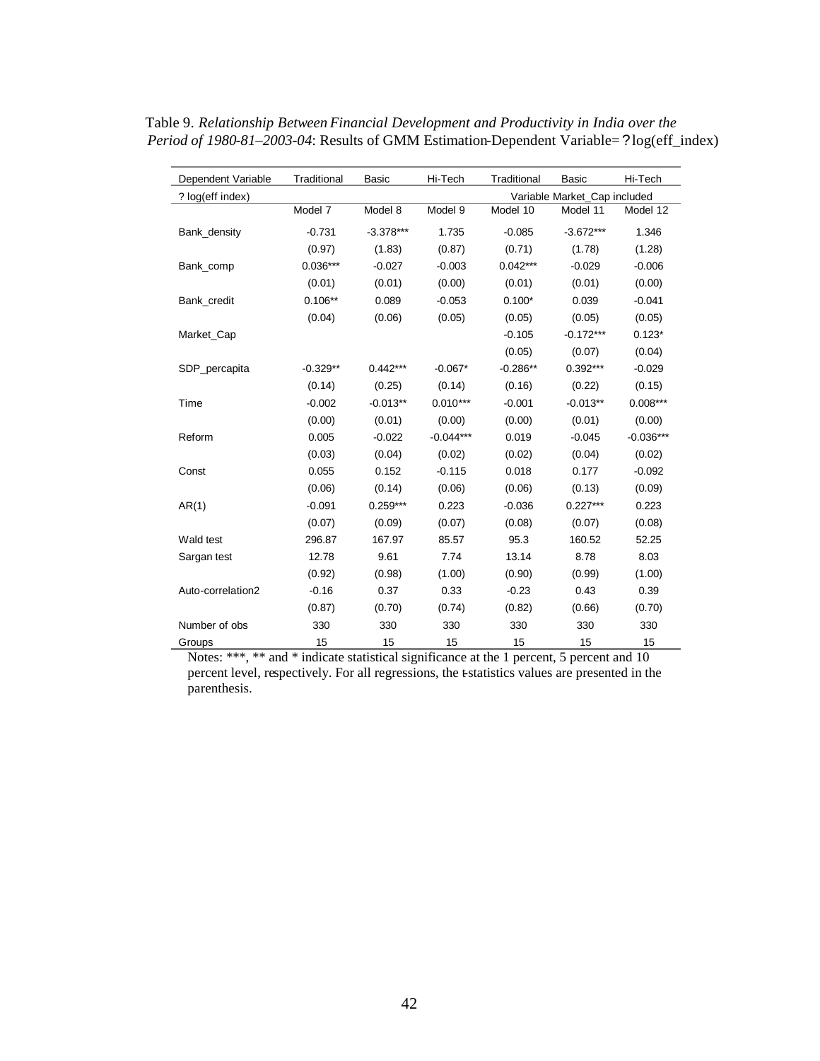Table 9. *Relationship Between Financial Development and Productivity in India over the Period of 1980-81–2003-04*: Results of GMM Estimation-Dependent Variable= ? log(eff_index)

| Dependent Variable | Traditional | Basic | Hi-Tech | Traditional | Basic | Hi-Tech |
|---|---|---|---|---|---|---|
| ? log(eff index) | | | | Variable Market_Cap included | | |
| | Model 7 | Model 8 | Model 9 | Model 10 | Model 11 | Model 12 |
| Bank_density | -0.731 | -3.378*** | 1.735 | -0.085 | -3.672*** | 1.346 |
| | (0.97) | (1.83) | (0.87) | (0.71) | (1.78) | (1.28) |
| Bank_comp | 0.036*** | -0.027 | -0.003 | 0.042*** | -0.029 | -0.006 |
| | (0.01) | (0.01) | (0.00) | (0.01) | (0.01) | (0.00) |
| Bank_credit | 0.106** | 0.089 | -0.053 | 0.100* | 0.039 | -0.041 |
| | (0.04) | (0.06) | (0.05) | (0.05) | (0.05) | (0.05) |
| Market_Cap | | | | -0.105 | -0.172*** | 0.123* |
| | | | | (0.05) | (0.07) | (0.04) |
| SDP_percapita | -0.329** | 0.442*** | -0.067* | -0.286** | 0.392*** | -0.029 |
| | (0.14) | (0.25) | (0.14) | (0.16) | (0.22) | (0.15) |
| Time | -0.002 | -0.013** | 0.010*** | -0.001 | -0.013** | 0.008*** |
| | (0.00) | (0.01) | (0.00) | (0.00) | (0.01) | (0.00) |
| Reform | 0.005 | -0.022 | -0.044*** | 0.019 | -0.045 | -0.036*** |
| | (0.03) | (0.04) | (0.02) | (0.02) | (0.04) | (0.02) |
| Const | 0.055 | 0.152 | -0.115 | 0.018 | 0.177 | -0.092 |
| | (0.06) | (0.14) | (0.06) | (0.06) | (0.13) | (0.09) |
| AR(1) | -0.091 | 0.259*** | 0.223 | -0.036 | 0.227*** | 0.223 |
| | (0.07) | (0.09) | (0.07) | (0.08) | (0.07) | (0.08) |
| Wald test | 296.87 | 167.97 | 85.57 | 95.3 | 160.52 | 52.25 |
| Sargan test | 12.78 | 9.61 | 7.74 | 13.14 | 8.78 | 8.03 |
| | (0.92) | (0.98) | (1.00) | (0.90) | (0.99) | (1.00) |
| Auto-correlation2 | -0.16 | 0.37 | 0.33 | -0.23 | 0.43 | 0.39 |
| | (0.87) | (0.70) | (0.74) | (0.82) | (0.66) | (0.70) |
| Number of obs | 330 | 330 | 330 | 330 | 330 | 330 |
| Groups | 15 | 15 | 15 | 15 | 15 | 15 |

Notes: ***, ** and * indicate statistical significance at the 1 percent, 5 percent and 10 percent level, respectively. For all regressions, the t-statistics values are presented in the parenthesis.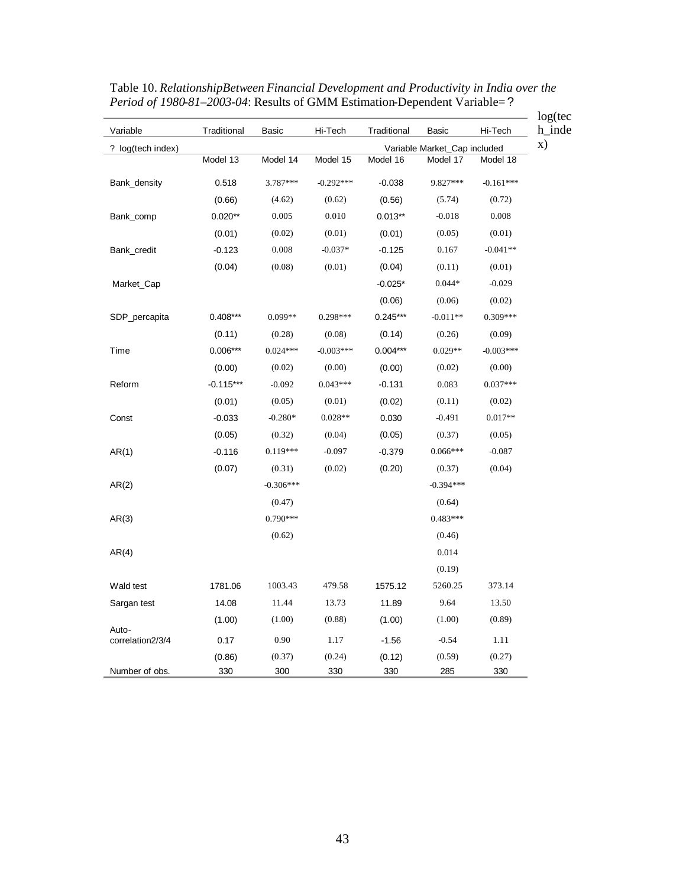Table 10. *RelationshipBetween Financial Development and Productivity in India over the Period of 1980-81–2003-04*: Results of GMM Estimation-Dependent Variable= ? log(tech_index)

| Variable | Traditional | Basic | Hi-Tech | Traditional | Basic | Hi-Tech |
|---|---|---|---|---|---|---|
| ? log(tech index) | | | | Variable Market_Cap included | | |
| | Model 13 | Model 14 | Model 15 | Model 16 | Model 17 | Model 18 |
| Bank_density | 0.518 | 3.787*** | -0.292*** | -0.038 | 9.827*** | -0.161*** |
| | (0.66) | (4.62) | (0.62) | (0.56) | (5.74) | (0.72) |
| Bank_comp | 0.020** | 0.005 | 0.010 | 0.013** | -0.018 | 0.008 |
| | (0.01) | (0.02) | (0.01) | (0.01) | (0.05) | (0.01) |
| Bank_credit | -0.123 | 0.008 | -0.037* | -0.125 | 0.167 | -0.041** |
| | (0.04) | (0.08) | (0.01) | (0.04) | (0.11) | (0.01) |
| Market_Cap | | | | -0.025* | 0.044* | -0.029 |
| | | | | (0.06) | (0.06) | (0.02) |
| SDP_percapita | 0.408*** | 0.099** | 0.298*** | 0.245*** | -0.011** | 0.309*** |
| | (0.11) | (0.28) | (0.08) | (0.14) | (0.26) | (0.09) |
| Time | 0.006*** | 0.024*** | -0.003*** | 0.004*** | 0.029** | -0.003*** |
| | (0.00) | (0.02) | (0.00) | (0.00) | (0.02) | (0.00) |
| Reform | -0.115*** | -0.092 | 0.043*** | -0.131 | 0.083 | 0.037*** |
| | (0.01) | (0.05) | (0.01) | (0.02) | (0.11) | (0.02) |
| Const | -0.033 | -0.280* | 0.028** | 0.030 | -0.491 | 0.017** |
| | (0.05) | (0.32) | (0.04) | (0.05) | (0.37) | (0.05) |
| AR(1) | -0.116 | 0.119*** | -0.097 | -0.379 | 0.066*** | -0.087 |
| | (0.07) | (0.31) | (0.02) | (0.20) | (0.37) | (0.04) |
| AR(2) | | -0.306*** | | | -0.394*** | |
| | | (0.47) | | | (0.64) | |
| AR(3) | | 0.790*** | | | 0.483*** | |
| | | (0.62) | | | (0.46) | |
| AR(4) | | | | | 0.014 | |
| | | | | | (0.19) | |
| Wald test | 1781.06 | 1003.43 | 479.58 | 1575.12 | 5260.25 | 373.14 |
| Sargan test | 14.08 | 11.44 | 13.73 | 11.89 | 9.64 | 13.50 |
| | (1.00) | (1.00) | (0.88) | (1.00) | (1.00) | (0.89) |
| Auto-correlation2/3/4 | 0.17 | 0.90 | 1.17 | -1.56 | -0.54 | 1.11 |
| | (0.86) | (0.37) | (0.24) | (0.12) | (0.59) | (0.27) |
| Number of obs. | 330 | 300 | 330 | 330 | 285 | 330 |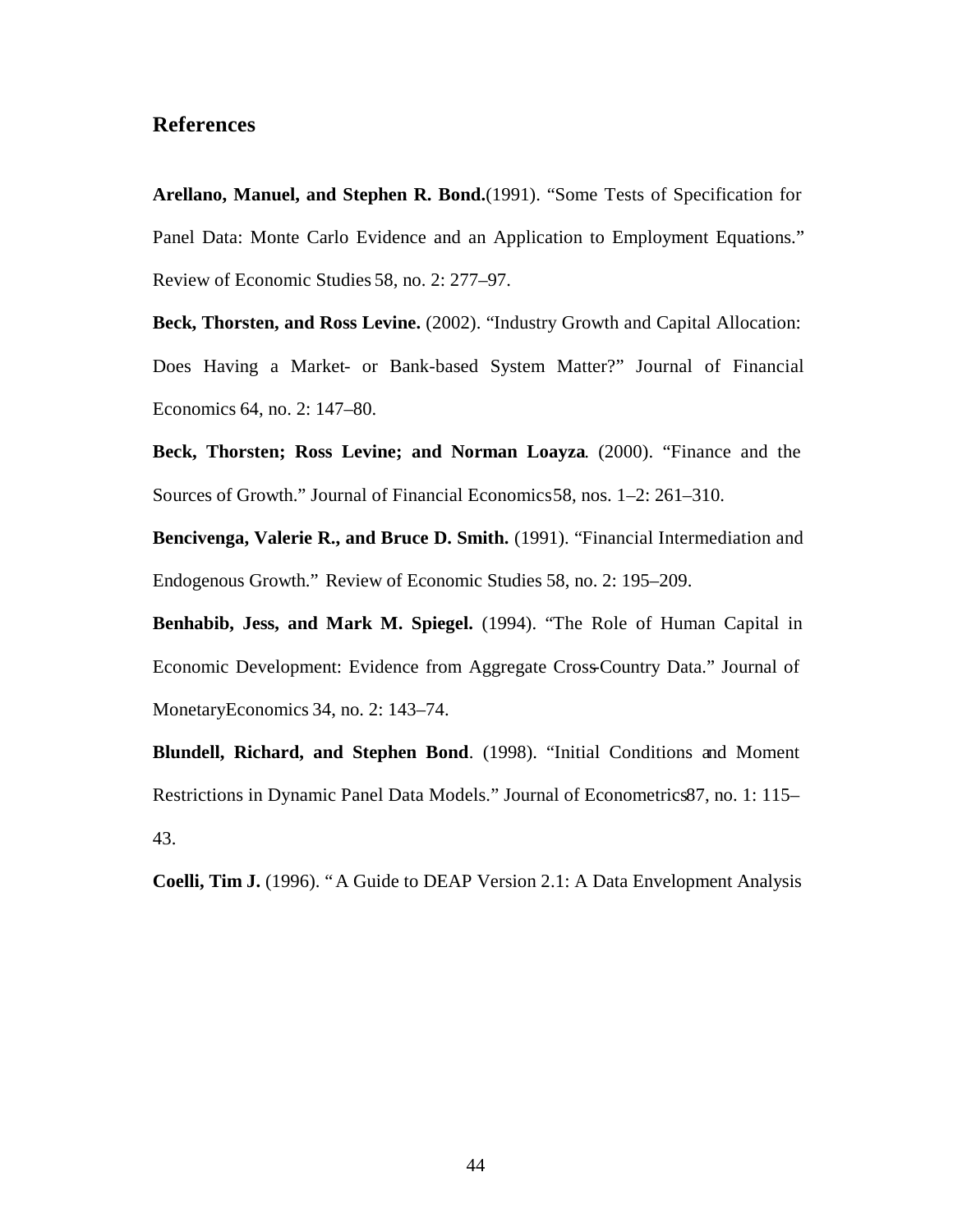## References

**Arellano, Manuel, and Stephen R. Bond.**(1991). "Some Tests of Specification for Panel Data: Monte Carlo Evidence and an Application to Employment Equations." Review of Economic Studies 58, no. 2: 277–97.

**Beck, Thorsten, and Ross Levine.** (2002). "Industry Growth and Capital Allocation: Does Having a Market- or Bank-based System Matter?" Journal of Financial Economics 64, no. 2: 147–80.

**Beck, Thorsten; Ross Levine; and Norman Loayza**. (2000). "Finance and the Sources of Growth." Journal of Financial Economics 58, nos. 1–2: 261–310.

**Bencivenga, Valerie R., and Bruce D. Smith.** (1991). "Financial Intermediation and Endogenous Growth." Review of Economic Studies 58, no. 2: 195–209.

**Benhabib, Jess, and Mark M. Spiegel.** (1994). "The Role of Human Capital in Economic Development: Evidence from Aggregate Cross-Country Data." Journal of MonetaryEconomics 34, no. 2: 143–74.

**Blundell, Richard, and Stephen Bond**. (1998). "Initial Conditions and Moment Restrictions in Dynamic Panel Data Models." Journal of Econometrics 87, no. 1: 115–43.

**Coelli, Tim J.** (1996). " A Guide to DEAP Version 2.1: A Data Envelopment Analysis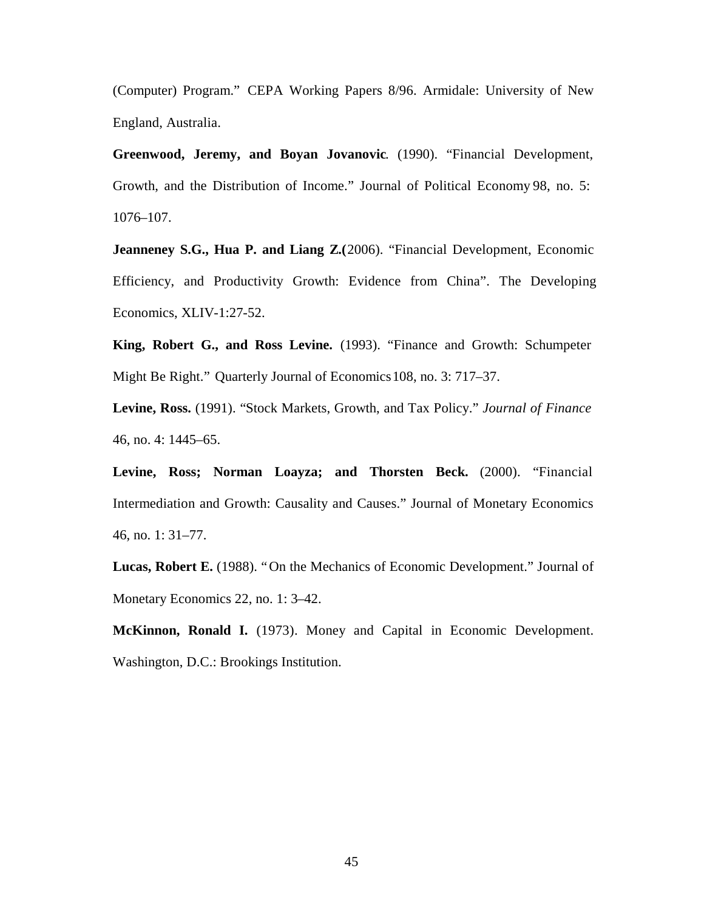(Computer) Program." CEPA Working Papers 8/96. Armidale: University of New England, Australia.

**Greenwood, Jeremy, and Boyan Jovanovic**. (1990). "Financial Development, Growth, and the Distribution of Income." Journal of Political Economy 98, no. 5: 1076–107.

**Jeanneney S.G., Hua P. and Liang Z.(**2006). "Financial Development, Economic Efficiency, and Productivity Growth: Evidence from China". The Developing Economics, XLIV-1:27-52.

**King, Robert G., and Ross Levine.** (1993). "Finance and Growth: Schumpeter Might Be Right." Quarterly Journal of Economics 108, no. 3: 717–37.

**Levine, Ross.** (1991). "Stock Markets, Growth, and Tax Policy." *Journal of Finance* 46, no. 4: 1445–65.

**Levine, Ross; Norman Loayza; and Thorsten Beck.** (2000). "Financial Intermediation and Growth: Causality and Causes." Journal of Monetary Economics 46, no. 1: 31–77.

**Lucas, Robert E.** (1988). "On the Mechanics of Economic Development." Journal of Monetary Economics 22, no. 1: 3–42.

**McKinnon, Ronald I.** (1973). Money and Capital in Economic Development. Washington, D.C.: Brookings Institution.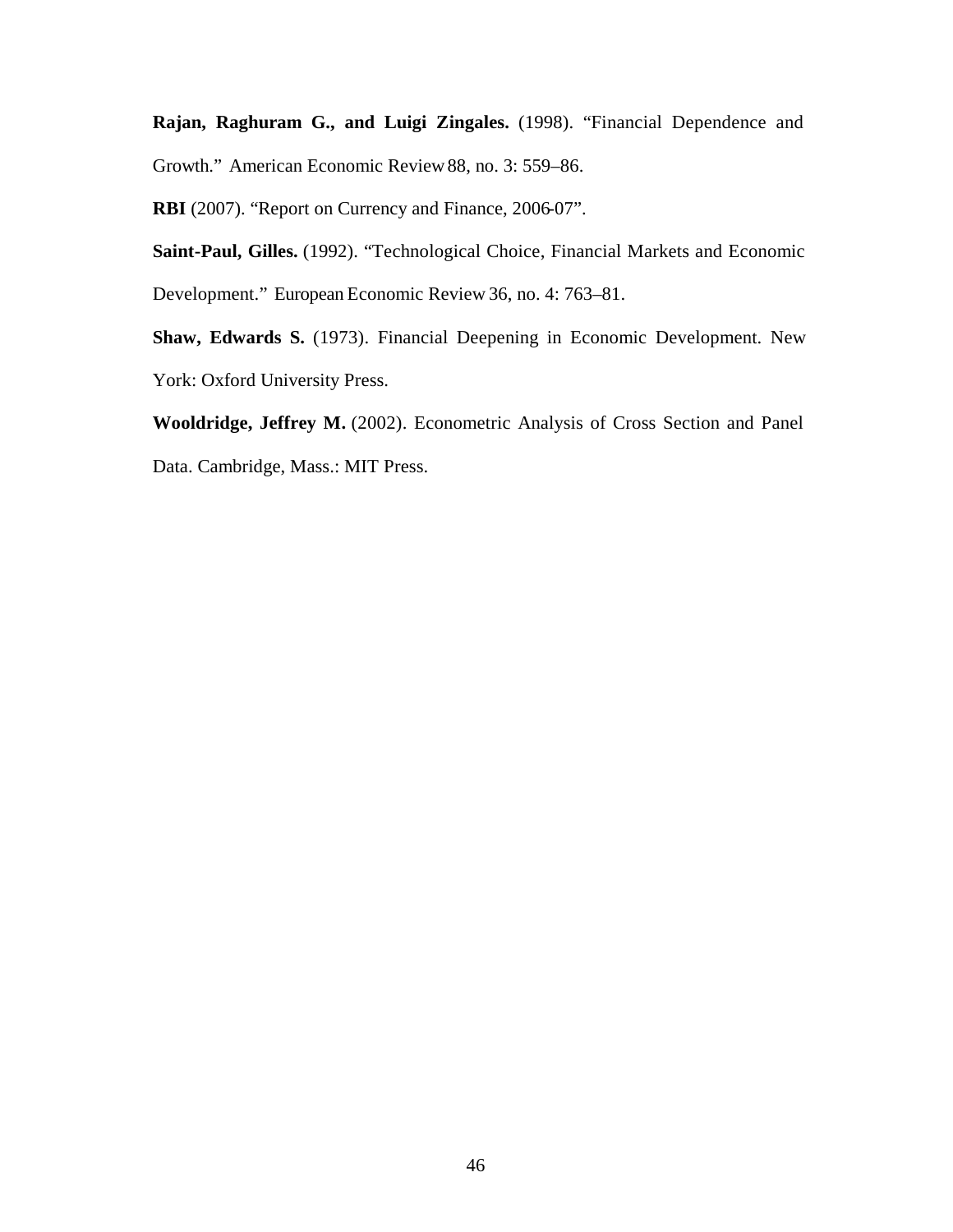**Rajan, Raghuram G., and Luigi Zingales.** (1998). "Financial Dependence and Growth." American Economic Review 88, no. 3: 559–86.

**RBI** (2007). "Report on Currency and Finance, 2006-07".

**Saint-Paul, Gilles.** (1992). "Technological Choice, Financial Markets and Economic Development." European Economic Review 36, no. 4: 763–81.

**Shaw, Edwards S.** (1973). Financial Deepening in Economic Development. New York: Oxford University Press.

**Wooldridge, Jeffrey M.** (2002). Econometric Analysis of Cross Section and Panel Data. Cambridge, Mass.: MIT Press.